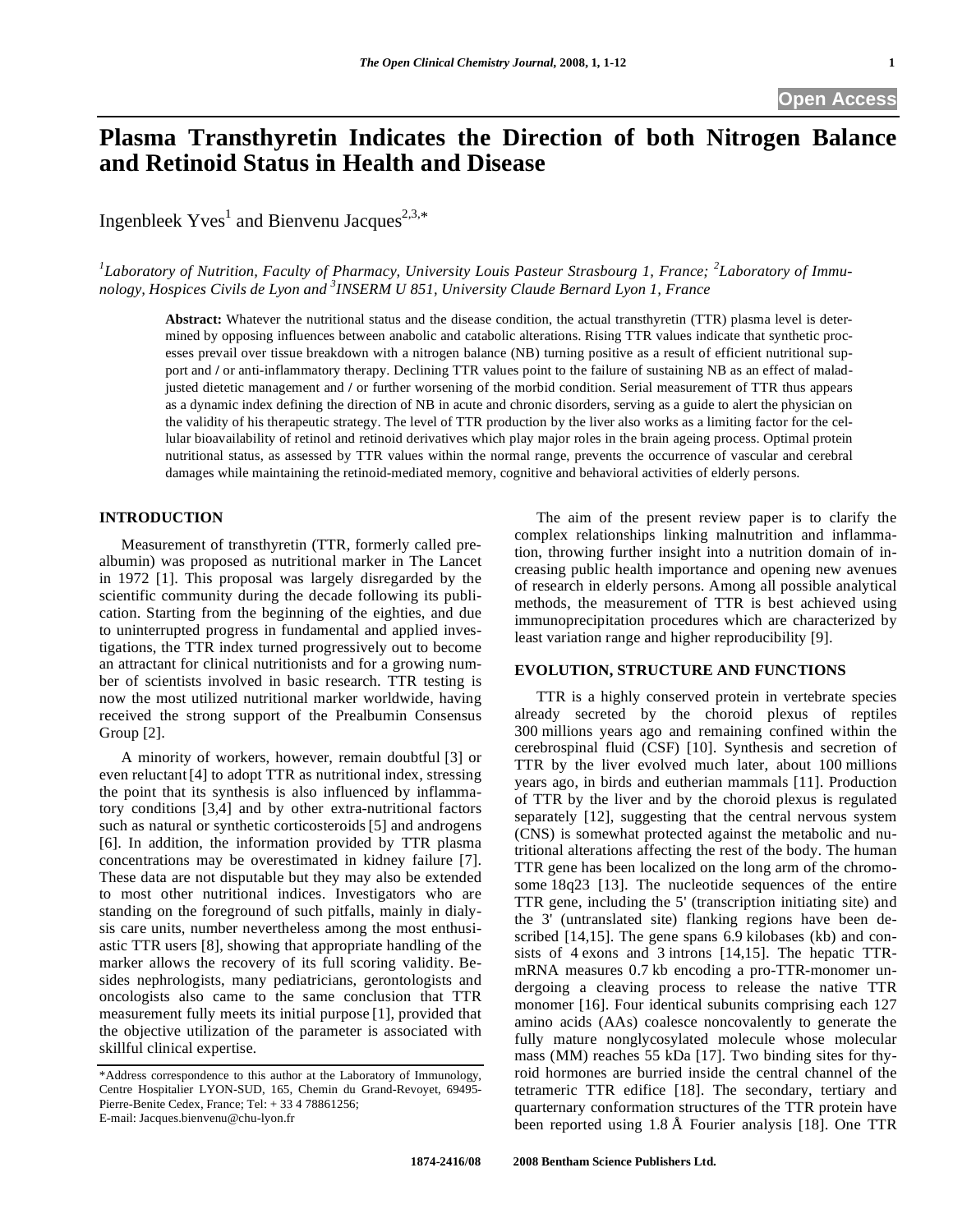**Open Access**

# Plasma Transthyretin Indicates the Direction of both Nitrogen Balance and Retinoid Status in Health and Disease

Ingenbleek Yves[1] and Bienvenu Jacques[2,3,*]

[1]Laboratory of Nutrition, Faculty of Pharmacy, University Louis Pasteur Strasbourg 1, France; [2]Laboratory of Immunology, Hospices Civils de Lyon and [3]INSERM U 851, University Claude Bernard Lyon 1, France

**Abstract:** Whatever the nutritional status and the disease condition, the actual transthyretin (TTR) plasma level is determined by opposing influences between anabolic and catabolic alterations. Rising TTR values indicate that synthetic processes prevail over tissue breakdown with a nitrogen balance (NB) turning positive as a result of efficient nutritional support and / or anti-inflammatory therapy. Declining TTR values point to the failure of sustaining NB as an effect of maladjusted dietetic management and / or further worsening of the morbid condition. Serial measurement of TTR thus appears as a dynamic index defining the direction of NB in acute and chronic disorders, serving as a guide to alert the physician on the validity of his therapeutic strategy. The level of TTR production by the liver also works as a limiting factor for the cellular bioavailability of retinol and retinoid derivatives which play major roles in the brain ageing process. Optimal protein nutritional status, as assessed by TTR values within the normal range, prevents the occurrence of vascular and cerebral damages while maintaining the retinoid-mediated memory, cognitive and behavioral activities of elderly persons.

## INTRODUCTION

Measurement of transthyretin (TTR, formerly called prealbumin) was proposed as nutritional marker in The Lancet in 1972 [1]. This proposal was largely disregarded by the scientific community during the decade following its publication. Starting from the beginning of the eighties, and due to uninterrupted progress in fundamental and applied investigations, the TTR index turned progressively out to become an attractant for clinical nutritionists and for a growing number of scientists involved in basic research. TTR testing is now the most utilized nutritional marker worldwide, having received the strong support of the Prealbumin Consensus Group [2].

A minority of workers, however, remain doubtful [3] or even reluctant [4] to adopt TTR as nutritional index, stressing the point that its synthesis is also influenced by inflammatory conditions [3,4] and by other extra-nutritional factors such as natural or synthetic corticosteroids [5] and androgens [6]. In addition, the information provided by TTR plasma concentrations may be overestimated in kidney failure [7]. These data are not disputable but they may also be extended to most other nutritional indices. Investigators who are standing on the foreground of such pitfalls, mainly in dialysis care units, number nevertheless among the most enthusiastic TTR users [8], showing that appropriate handling of the marker allows the recovery of its full scoring validity. Besides nephrologists, many pediatricians, gerontologists and oncologists also came to the same conclusion that TTR measurement fully meets its initial purpose [1], provided that the objective utilization of the parameter is associated with skillful clinical expertise.

The aim of the present review paper is to clarify the complex relationships linking malnutrition and inflammation, throwing further insight into a nutrition domain of increasing public health importance and opening new avenues of research in elderly persons. Among all possible analytical methods, the measurement of TTR is best achieved using immunoprecipitation procedures which are characterized by least variation range and higher reproducibility [9].

## EVOLUTION, STRUCTURE AND FUNCTIONS

TTR is a highly conserved protein in vertebrate species already secreted by the choroid plexus of reptiles 300 millions years ago and remaining confined within the cerebrospinal fluid (CSF) [10]. Synthesis and secretion of TTR by the liver evolved much later, about 100 millions years ago, in birds and eutherian mammals [11]. Production of TTR by the liver and by the choroid plexus is regulated separately [12], suggesting that the central nervous system (CNS) is somewhat protected against the metabolic and nutritional alterations affecting the rest of the body. The human TTR gene has been localized on the long arm of the chromosome 18q23 [13]. The nucleotide sequences of the entire TTR gene, including the 5' (transcription initiating site) and the 3' (untranslated site) flanking regions have been described [14,15]. The gene spans 6.9 kilobases (kb) and consists of 4 exons and 3 introns [14,15]. The hepatic TTR-mRNA measures 0.7 kb encoding a pro-TTR-monomer undergoing a cleaving process to release the native TTR monomer [16]. Four identical subunits comprising each 127 amino acids (AAs) coalesce noncovalently to generate the fully mature nonglycosylated molecule whose molecular mass (MM) reaches 55 kDa [17]. Two binding sites for thyroid hormones are burried inside the central channel of the tetrameric TTR edifice [18]. The secondary, tertiary and quarternary conformation structures of the TTR protein have been reported using 1.8 Å Fourier analysis [18]. One TTR

*Address correspondence to this author at the Laboratory of Immunology, Centre Hospitalier LYON-SUD, 165, Chemin du Grand-Revoyet, 69495-Pierre-Benite Cedex, France; Tel: + 33 4 78861256; E-mail: Jacques.bienvenu@chu-lyon.fr

1874-2416/08 2008 Bentham Science Publishers Ltd.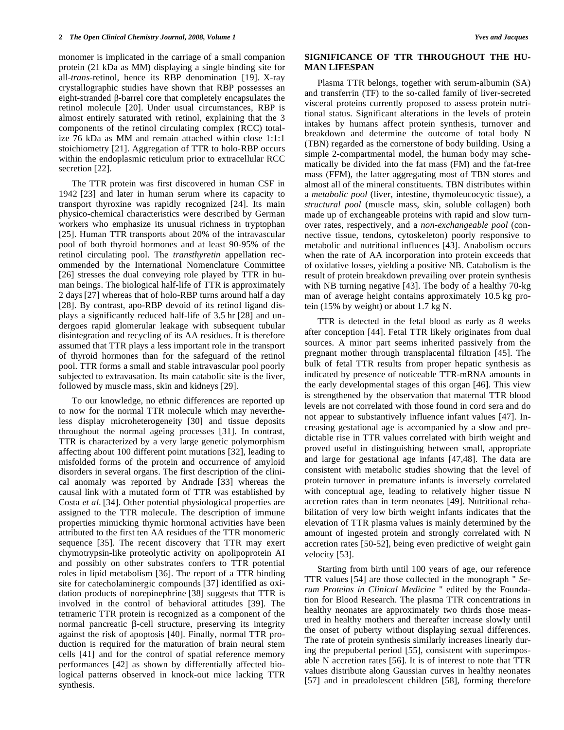monomer is implicated in the carriage of a small companion protein (21 kDa as MM) displaying a single binding site for all-*trans*-retinol, hence its RBP denomination [19]. X-ray crystallographic studies have shown that RBP possesses an eight-stranded β-barrel core that completely encapsulates the retinol molecule [20]. Under usual circumstances, RBP is almost entirely saturated with retinol, explaining that the 3 components of the retinol circulating complex (RCC) totalize 76 kDa as MM and remain attached within close 1:1:1 stoichiometry [21]. Aggregation of TTR to holo-RBP occurs within the endoplasmic reticulum prior to extracellular RCC secretion [22].

The TTR protein was first discovered in human CSF in 1942 [23] and later in human serum where its capacity to transport thyroxine was rapidly recognized [24]. Its main physico-chemical characteristics were described by German workers who emphasize its unusual richness in tryptophan [25]. Human TTR transports about 20% of the intravascular pool of both thyroid hormones and at least 90-95% of the retinol circulating pool. The *transthyretin* appellation recommended by the International Nomenclature Committee [26] stresses the dual conveying role played by TTR in human beings. The biological half-life of TTR is approximately 2 days [27] whereas that of holo-RBP turns around half a day [28]. By contrast, apo-RBP devoid of its retinol ligand displays a significantly reduced half-life of 3.5 hr [28] and undergoes rapid glomerular leakage with subsequent tubular disintegration and recycling of its AA residues. It is therefore assumed that TTR plays a less important role in the transport of thyroid hormones than for the safeguard of the retinol pool. TTR forms a small and stable intravascular pool poorly subjected to extravasation. Its main catabolic site is the liver, followed by muscle mass, skin and kidneys [29].

To our knowledge, no ethnic differences are reported up to now for the normal TTR molecule which may nevertheless display microheterogeneity [30] and tissue deposits throughout the normal ageing processes [31]. In contrast, TTR is characterized by a very large genetic polymorphism affecting about 100 different point mutations [32], leading to misfolded forms of the protein and occurrence of amyloid disorders in several organs. The first description of the clinical anomaly was reported by Andrade [33] whereas the causal link with a mutated form of TTR was established by Costa *et al*. [34]. Other potential physiological properties are assigned to the TTR molecule. The description of immune properties mimicking thymic hormonal activities have been attributed to the first ten AA residues of the TTR monomeric sequence [35]. The recent discovery that TTR may exert chymotrypsin-like proteolytic activity on apolipoprotein AI and possibly on other substrates confers to TTR potential roles in lipid metabolism [36]. The report of a TTR binding site for catecholaminergic compounds [37] identified as oxidation products of norepinephrine [38] suggests that TTR is involved in the control of behavioral attitudes [39]. The tetrameric TTR protein is recognized as a component of the normal pancreatic β-cell structure, preserving its integrity against the risk of apoptosis [40]. Finally, normal TTR production is required for the maturation of brain neural stem cells [41] and for the control of spatial reference memory performances [42] as shown by differentially affected biological patterns observed in knock-out mice lacking TTR synthesis.

## SIGNIFICANCE OF TTR THROUGHOUT THE HUMAN LIFESPAN

Plasma TTR belongs, together with serum-albumin (SA) and transferrin (TF) to the so-called family of liver-secreted visceral proteins currently proposed to assess protein nutritional status. Significant alterations in the levels of protein intakes by humans affect protein synthesis, turnover and breakdown and determine the outcome of total body N (TBN) regarded as the cornerstone of body building. Using a simple 2-compartmental model, the human body may schematically be divided into the fat mass (FM) and the fat-free mass (FFM), the latter aggregating most of TBN stores and almost all of the mineral constituents. TBN distributes within a *metabolic pool* (liver, intestine, thymoleucocytic tissue), a *structural pool* (muscle mass, skin, soluble collagen) both made up of exchangeable proteins with rapid and slow turnover rates, respectively, and a *non-exchangeable pool* (connective tissue, tendons, cytoskeleton) poorly responsive to metabolic and nutritional influences [43]. Anabolism occurs when the rate of AA incorporation into protein exceeds that of oxidative losses, yielding a positive NB. Catabolism is the result of protein breakdown prevailing over protein synthesis with NB turning negative [43]. The body of a healthy 70-kg man of average height contains approximately 10.5 kg protein (15% by weight) or about 1.7 kg N.

TTR is detected in the fetal blood as early as 8 weeks after conception [44]. Fetal TTR likely originates from dual sources. A minor part seems inherited passively from the pregnant mother through transplacental filtration [45]. The bulk of fetal TTR results from proper hepatic synthesis as indicated by presence of noticeable TTR-mRNA amounts in the early developmental stages of this organ [46]. This view is strengthened by the observation that maternal TTR blood levels are not correlated with those found in cord sera and do not appear to substantively influence infant values [47]. Increasing gestational age is accompanied by a slow and predictable rise in TTR values correlated with birth weight and proved useful in distinguishing between small, appropriate and large for gestational age infants [47,48]. The data are consistent with metabolic studies showing that the level of protein turnover in premature infants is inversely correlated with conceptual age, leading to relatively higher tissue N accretion rates than in term neonates [49]. Nutritional rehabilitation of very low birth weight infants indicates that the elevation of TTR plasma values is mainly determined by the amount of ingested protein and strongly correlated with N accretion rates [50-52], being even predictive of weight gain velocity [53].

Starting from birth until 100 years of age, our reference TTR values [54] are those collected in the monograph " *Serum Proteins in Clinical Medicine* " edited by the Foundation for Blood Research. The plasma TTR concentrations in healthy neonates are approximately two thirds those measured in healthy mothers and thereafter increase slowly until the onset of puberty without displaying sexual differences. The rate of protein synthesis similarly increases linearly during the prepubertal period [55], consistent with superimposable N accretion rates [56]. It is of interest to note that TTR values distribute along Gaussian curves in healthy neonates [57] and in preadolescent children [58], forming therefore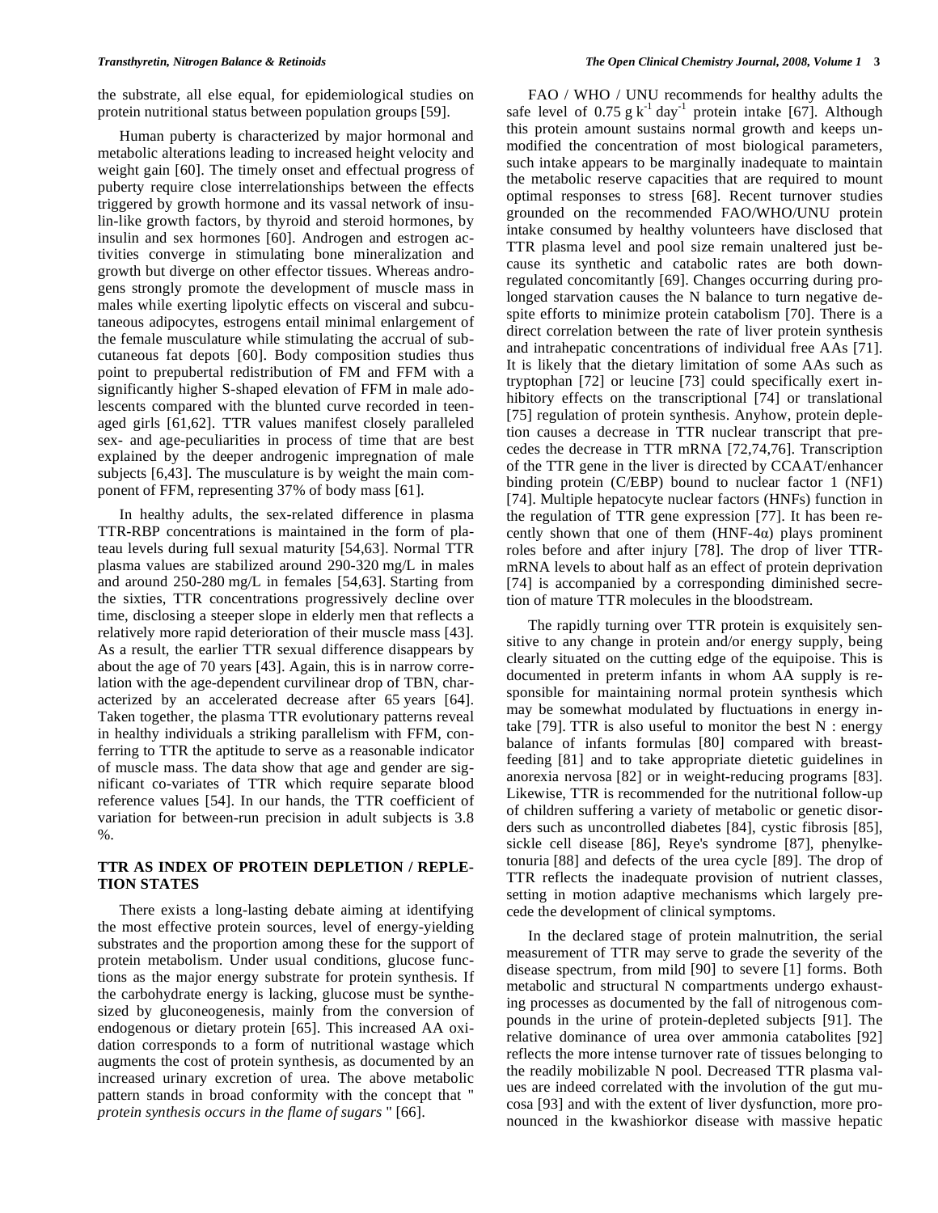the substrate, all else equal, for epidemiological studies on protein nutritional status between population groups [59].

Human puberty is characterized by major hormonal and metabolic alterations leading to increased height velocity and weight gain [60]. The timely onset and effectual progress of puberty require close interrelationships between the effects triggered by growth hormone and its vassal network of insulin-like growth factors, by thyroid and steroid hormones, by insulin and sex hormones [60]. Androgen and estrogen activities converge in stimulating bone mineralization and growth but diverge on other effector tissues. Whereas androgens strongly promote the development of muscle mass in males while exerting lipolytic effects on visceral and subcutaneous adipocytes, estrogens entail minimal enlargement of the female musculature while stimulating the accrual of subcutaneous fat depots [60]. Body composition studies thus point to prepubertal redistribution of FM and FFM with a significantly higher S-shaped elevation of FFM in male adolescents compared with the blunted curve recorded in teenaged girls [61,62]. TTR values manifest closely paralleled sex- and age-peculiarities in process of time that are best explained by the deeper androgenic impregnation of male subjects [6,43]. The musculature is by weight the main component of FFM, representing 37% of body mass [61].

In healthy adults, the sex-related difference in plasma TTR-RBP concentrations is maintained in the form of plateau levels during full sexual maturity [54,63]. Normal TTR plasma values are stabilized around 290-320 mg/L in males and around 250-280 mg/L in females [54,63]. Starting from the sixties, TTR concentrations progressively decline over time, disclosing a steeper slope in elderly men that reflects a relatively more rapid deterioration of their muscle mass [43]. As a result, the earlier TTR sexual difference disappears by about the age of 70 years [43]. Again, this is in narrow correlation with the age-dependent curvilinear drop of TBN, characterized by an accelerated decrease after 65 years [64]. Taken together, the plasma TTR evolutionary patterns reveal in healthy individuals a striking parallelism with FFM, conferring to TTR the aptitude to serve as a reasonable indicator of muscle mass. The data show that age and gender are significant co-variates of TTR which require separate blood reference values [54]. In our hands, the TTR coefficient of variation for between-run precision in adult subjects is 3.8 %.

## TTR AS INDEX OF PROTEIN DEPLETION / REPLETION STATES

There exists a long-lasting debate aiming at identifying the most effective protein sources, level of energy-yielding substrates and the proportion among these for the support of protein metabolism. Under usual conditions, glucose functions as the major energy substrate for protein synthesis. If the carbohydrate energy is lacking, glucose must be synthesized by gluconeogenesis, mainly from the conversion of endogenous or dietary protein [65]. This increased AA oxidation corresponds to a form of nutritional wastage which augments the cost of protein synthesis, as documented by an increased urinary excretion of urea. The above metabolic pattern stands in broad conformity with the concept that " *protein synthesis occurs in the flame of sugars* " [66].

FAO / WHO / UNU recommends for healthy adults the safe level of 0.75 g $k^{-1}$ $day^{-1}$ protein intake [67]. Although this protein amount sustains normal growth and keeps unmodified the concentration of most biological parameters, such intake appears to be marginally inadequate to maintain the metabolic reserve capacities that are required to mount optimal responses to stress [68]. Recent turnover studies grounded on the recommended FAO/WHO/UNU protein intake consumed by healthy volunteers have disclosed that TTR plasma level and pool size remain unaltered just because its synthetic and catabolic rates are both downregulated concomitantly [69]. Changes occurring during prolonged starvation causes the N balance to turn negative despite efforts to minimize protein catabolism [70]. There is a direct correlation between the rate of liver protein synthesis and intrahepatic concentrations of individual free AAs [71]. It is likely that the dietary limitation of some AAs such as tryptophan [72] or leucine [73] could specifically exert inhibitory effects on the transcriptional [74] or translational [75] regulation of protein synthesis. Anyhow, protein depletion causes a decrease in TTR nuclear transcript that precedes the decrease in TTR mRNA [72,74,76]. Transcription of the TTR gene in the liver is directed by CCAAT/enhancer binding protein (C/EBP) bound to nuclear factor 1 (NF1) [74]. Multiple hepatocyte nuclear factors (HNFs) function in the regulation of TTR gene expression [77]. It has been recently shown that one of them (HNF-4α) plays prominent roles before and after injury [78]. The drop of liver TTR-mRNA levels to about half as an effect of protein deprivation [74] is accompanied by a corresponding diminished secretion of mature TTR molecules in the bloodstream.

The rapidly turning over TTR protein is exquisitely sensitive to any change in protein and/or energy supply, being clearly situated on the cutting edge of the equipoise. This is documented in preterm infants in whom AA supply is responsible for maintaining normal protein synthesis which may be somewhat modulated by fluctuations in energy intake [79]. TTR is also useful to monitor the best N : energy balance of infants formulas [80] compared with breast-feeding [81] and to take appropriate dietetic guidelines in anorexia nervosa [82] or in weight-reducing programs [83]. Likewise, TTR is recommended for the nutritional follow-up of children suffering a variety of metabolic or genetic disorders such as uncontrolled diabetes [84], cystic fibrosis [85], sickle cell disease [86], Reye's syndrome [87], phenylketonuria [88] and defects of the urea cycle [89]. The drop of TTR reflects the inadequate provision of nutrient classes, setting in motion adaptive mechanisms which largely precede the development of clinical symptoms.

In the declared stage of protein malnutrition, the serial measurement of TTR may serve to grade the severity of the disease spectrum, from mild [90] to severe [1] forms. Both metabolic and structural N compartments undergo exhausting processes as documented by the fall of nitrogenous compounds in the urine of protein-depleted subjects [91]. The relative dominance of urea over ammonia catabolites [92] reflects the more intense turnover rate of tissues belonging to the readily mobilizable N pool. Decreased TTR plasma values are indeed correlated with the involution of the gut mucosa [93] and with the extent of liver dysfunction, more pronounced in the kwashiorkor disease with massive hepatic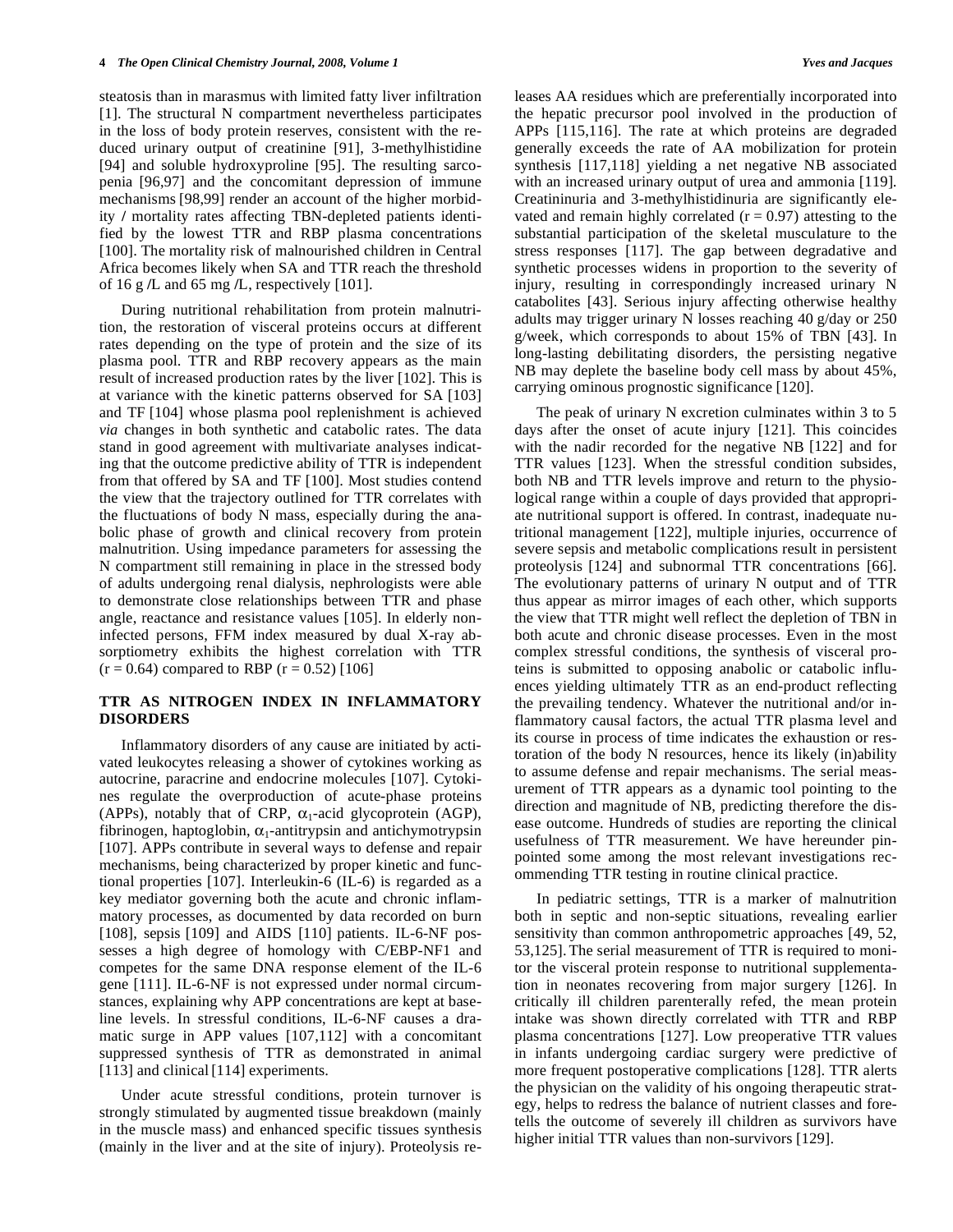steatosis than in marasmus with limited fatty liver infiltration [1]. The structural N compartment nevertheless participates in the loss of body protein reserves, consistent with the reduced urinary output of creatinine [91], 3-methylhistidine [94] and soluble hydroxyproline [95]. The resulting sarcopenia [96,97] and the concomitant depression of immune mechanisms [98,99] render an account of the higher morbidity / mortality rates affecting TBN-depleted patients identified by the lowest TTR and RBP plasma concentrations [100]. The mortality risk of malnourished children in Central Africa becomes likely when SA and TTR reach the threshold of 16 g /L and 65 mg /L, respectively [101].

During nutritional rehabilitation from protein malnutrition, the restoration of visceral proteins occurs at different rates depending on the type of protein and the size of its plasma pool. TTR and RBP recovery appears as the main result of increased production rates by the liver [102]. This is at variance with the kinetic patterns observed for SA [103] and TF [104] whose plasma pool replenishment is achieved *via* changes in both synthetic and catabolic rates. The data stand in good agreement with multivariate analyses indicating that the outcome predictive ability of TTR is independent from that offered by SA and TF [100]. Most studies contend the view that the trajectory outlined for TTR correlates with the fluctuations of body N mass, especially during the anabolic phase of growth and clinical recovery from protein malnutrition. Using impedance parameters for assessing the N compartment still remaining in place in the stressed body of adults undergoing renal dialysis, nephrologists were able to demonstrate close relationships between TTR and phase angle, reactance and resistance values [105]. In elderly non-infected persons, FFM index measured by dual X-ray absorptiometry exhibits the highest correlation with TTR ($r = 0.64$) compared to RBP ($r = 0.52$) [106]

## TTR AS NITROGEN INDEX IN INFLAMMATORY DISORDERS

Inflammatory disorders of any cause are initiated by activated leukocytes releasing a shower of cytokines working as autocrine, paracrine and endocrine molecules [107]. Cytokines regulate the overproduction of acute-phase proteins (APPs), notably that of CRP, $\alpha_1$-acid glycoprotein (AGP), fibrinogen, haptoglobin, $\alpha_1$-antitrypsin and antichymotrypsin [107]. APPs contribute in several ways to defense and repair mechanisms, being characterized by proper kinetic and functional properties [107]. Interleukin-6 (IL-6) is regarded as a key mediator governing both the acute and chronic inflammatory processes, as documented by data recorded on burn [108], sepsis [109] and AIDS [110] patients. IL-6-NF possesses a high degree of homology with C/EBP-NF1 and competes for the same DNA response element of the IL-6 gene [111]. IL-6-NF is not expressed under normal circumstances, explaining why APP concentrations are kept at baseline levels. In stressful conditions, IL-6-NF causes a dramatic surge in APP values [107,112] with a concomitant suppressed synthesis of TTR as demonstrated in animal [113] and clinical [114] experiments.

Under acute stressful conditions, protein turnover is strongly stimulated by augmented tissue breakdown (mainly in the muscle mass) and enhanced specific tissues synthesis (mainly in the liver and at the site of injury). Proteolysis releases AA residues which are preferentially incorporated into the hepatic precursor pool involved in the production of APPs [115,116]. The rate at which proteins are degraded generally exceeds the rate of AA mobilization for protein synthesis [117,118] yielding a net negative NB associated with an increased urinary output of urea and ammonia [119]. Creatininuria and 3-methylhistidinuria are significantly elevated and remain highly correlated ($r = 0.97$) attesting to the substantial participation of the skeletal musculature to the stress responses [117]. The gap between degradative and synthetic processes widens in proportion to the severity of injury, resulting in correspondingly increased urinary N catabolites [43]. Serious injury affecting otherwise healthy adults may trigger urinary N losses reaching 40 g/day or 250 g/week, which corresponds to about 15% of TBN [43]. In long-lasting debilitating disorders, the persisting negative NB may deplete the baseline body cell mass by about 45%, carrying ominous prognostic significance [120].

The peak of urinary N excretion culminates within 3 to 5 days after the onset of acute injury [121]. This coincides with the nadir recorded for the negative NB [122] and for TTR values [123]. When the stressful condition subsides, both NB and TTR levels improve and return to the physiological range within a couple of days provided that appropriate nutritional support is offered. In contrast, inadequate nutritional management [122], multiple injuries, occurrence of severe sepsis and metabolic complications result in persistent proteolysis [124] and subnormal TTR concentrations [66]. The evolutionary patterns of urinary N output and of TTR thus appear as mirror images of each other, which supports the view that TTR might well reflect the depletion of TBN in both acute and chronic disease processes. Even in the most complex stressful conditions, the synthesis of visceral proteins is submitted to opposing anabolic or catabolic influences yielding ultimately TTR as an end-product reflecting the prevailing tendency. Whatever the nutritional and/or inflammatory causal factors, the actual TTR plasma level and its course in process of time indicates the exhaustion or restoration of the body N resources, hence its likely (in)ability to assume defense and repair mechanisms. The serial measurement of TTR appears as a dynamic tool pointing to the direction and magnitude of NB, predicting therefore the disease outcome. Hundreds of studies are reporting the clinical usefulness of TTR measurement. We have hereunder pinpointed some among the most relevant investigations recommending TTR testing in routine clinical practice.

In pediatric settings, TTR is a marker of malnutrition both in septic and non-septic situations, revealing earlier sensitivity than common anthropometric approaches [49, 52, 53,125]. The serial measurement of TTR is required to monitor the visceral protein response to nutritional supplementation in neonates recovering from major surgery [126]. In critically ill children parenterally refed, the mean protein intake was shown directly correlated with TTR and RBP plasma concentrations [127]. Low preoperative TTR values in infants undergoing cardiac surgery were predictive of more frequent postoperative complications [128]. TTR alerts the physician on the validity of his ongoing therapeutic strategy, helps to redress the balance of nutrient classes and foretells the outcome of severely ill children as survivors have higher initial TTR values than non-survivors [129].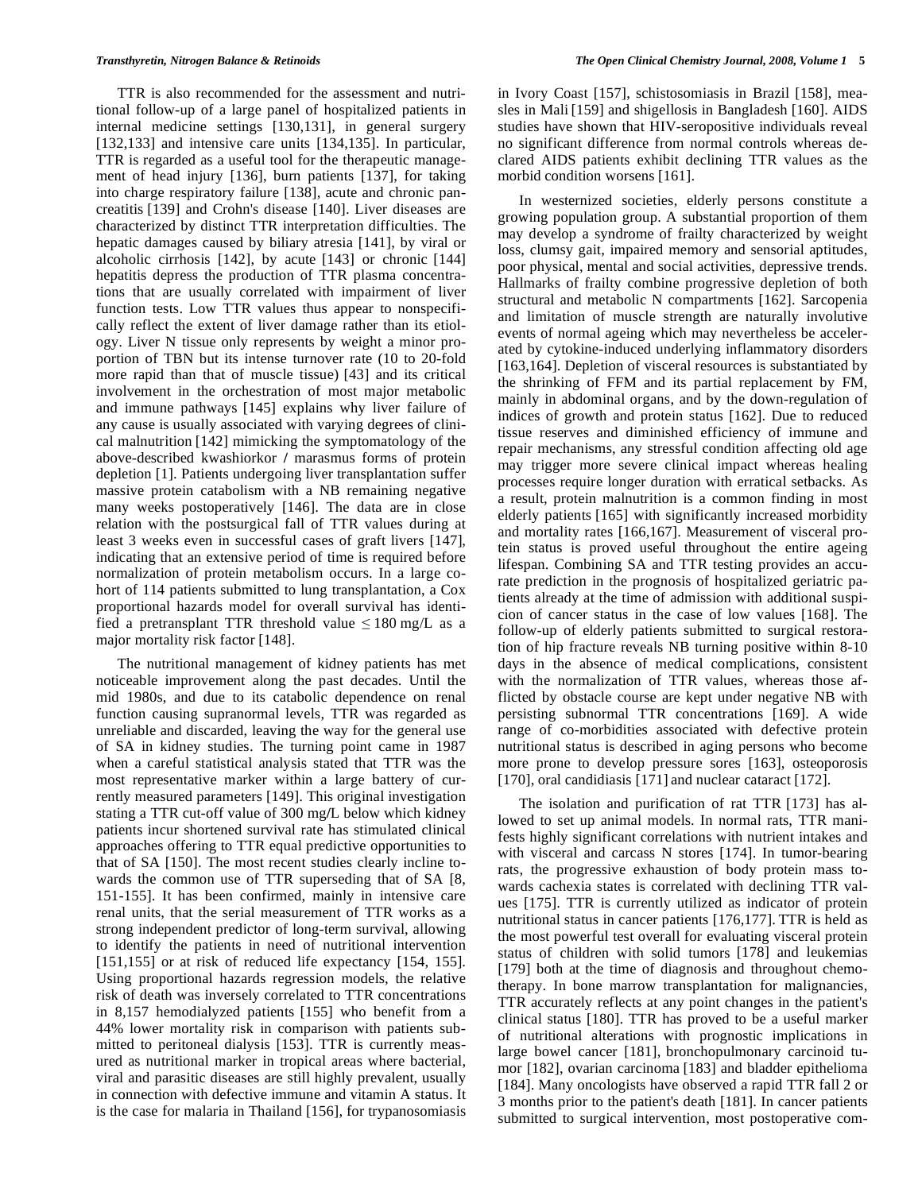TTR is also recommended for the assessment and nutritional follow-up of a large panel of hospitalized patients in internal medicine settings [130,131], in general surgery [132,133] and intensive care units [134,135]. In particular, TTR is regarded as a useful tool for the therapeutic management of head injury [136], burn patients [137], for taking into charge respiratory failure [138], acute and chronic pancreatitis [139] and Crohn's disease [140]. Liver diseases are characterized by distinct TTR interpretation difficulties. The hepatic damages caused by biliary atresia [141], by viral or alcoholic cirrhosis [142], by acute [143] or chronic [144] hepatitis depress the production of TTR plasma concentrations that are usually correlated with impairment of liver function tests. Low TTR values thus appear to nonspecifically reflect the extent of liver damage rather than its etiology. Liver N tissue only represents by weight a minor proportion of TBN but its intense turnover rate (10 to 20-fold more rapid than that of muscle tissue) [43] and its critical involvement in the orchestration of most major metabolic and immune pathways [145] explains why liver failure of any cause is usually associated with varying degrees of clinical malnutrition [142] mimicking the symptomatology of the above-described kwashiorkor / marasmus forms of protein depletion [1]. Patients undergoing liver transplantation suffer massive protein catabolism with a NB remaining negative many weeks postoperatively [146]. The data are in close relation with the postsurgical fall of TTR values during at least 3 weeks even in successful cases of graft livers [147], indicating that an extensive period of time is required before normalization of protein metabolism occurs. In a large cohort of 114 patients submitted to lung transplantation, a Cox proportional hazards model for overall survival has identified a pretransplant TTR threshold value $\leq$ 180 mg/L as a major mortality risk factor [148].

The nutritional management of kidney patients has met noticeable improvement along the past decades. Until the mid 1980s, and due to its catabolic dependence on renal function causing supranormal levels, TTR was regarded as unreliable and discarded, leaving the way for the general use of SA in kidney studies. The turning point came in 1987 when a careful statistical analysis stated that TTR was the most representative marker within a large battery of currently measured parameters [149]. This original investigation stating a TTR cut-off value of 300 mg/L below which kidney patients incur shortened survival rate has stimulated clinical approaches offering to TTR equal predictive opportunities to that of SA [150]. The most recent studies clearly incline towards the common use of TTR superseding that of SA [8, 151-155]. It has been confirmed, mainly in intensive care renal units, that the serial measurement of TTR works as a strong independent predictor of long-term survival, allowing to identify the patients in need of nutritional intervention [151,155] or at risk of reduced life expectancy [154, 155]. Using proportional hazards regression models, the relative risk of death was inversely correlated to TTR concentrations in 8,157 hemodialyzed patients [155] who benefit from a 44% lower mortality risk in comparison with patients submitted to peritoneal dialysis [153]. TTR is currently measured as nutritional marker in tropical areas where bacterial, viral and parasitic diseases are still highly prevalent, usually in connection with defective immune and vitamin A status. It is the case for malaria in Thailand [156], for trypanosomiasis in Ivory Coast [157], schistosomiasis in Brazil [158], measles in Mali [159] and shigellosis in Bangladesh [160]. AIDS studies have shown that HIV-seropositive individuals reveal no significant difference from normal controls whereas declared AIDS patients exhibit declining TTR values as the morbid condition worsens [161].

In westernized societies, elderly persons constitute a growing population group. A substantial proportion of them may develop a syndrome of frailty characterized by weight loss, clumsy gait, impaired memory and sensorial aptitudes, poor physical, mental and social activities, depressive trends. Hallmarks of frailty combine progressive depletion of both structural and metabolic N compartments [162]. Sarcopenia and limitation of muscle strength are naturally involutive events of normal ageing which may nevertheless be accelerated by cytokine-induced underlying inflammatory disorders [163,164]. Depletion of visceral resources is substantiated by the shrinking of FFM and its partial replacement by FM, mainly in abdominal organs, and by the down-regulation of indices of growth and protein status [162]. Due to reduced tissue reserves and diminished efficiency of immune and repair mechanisms, any stressful condition affecting old age may trigger more severe clinical impact whereas healing processes require longer duration with erratical setbacks. As a result, protein malnutrition is a common finding in most elderly patients [165] with significantly increased morbidity and mortality rates [166,167]. Measurement of visceral protein status is proved useful throughout the entire ageing lifespan. Combining SA and TTR testing provides an accurate prediction in the prognosis of hospitalized geriatric patients already at the time of admission with additional suspicion of cancer status in the case of low values [168]. The follow-up of elderly patients submitted to surgical restoration of hip fracture reveals NB turning positive within 8-10 days in the absence of medical complications, consistent with the normalization of TTR values, whereas those afflicted by obstacle course are kept under negative NB with persisting subnormal TTR concentrations [169]. A wide range of co-morbidities associated with defective protein nutritional status is described in aging persons who become more prone to develop pressure sores [163], osteoporosis [170], oral candidiasis [171] and nuclear cataract [172].

The isolation and purification of rat TTR [173] has allowed to set up animal models. In normal rats, TTR manifests highly significant correlations with nutrient intakes and with visceral and carcass N stores [174]. In tumor-bearing rats, the progressive exhaustion of body protein mass towards cachexia states is correlated with declining TTR values [175]. TTR is currently utilized as indicator of protein nutritional status in cancer patients [176,177]. TTR is held as the most powerful test overall for evaluating visceral protein status of children with solid tumors [178] and leukemias [179] both at the time of diagnosis and throughout chemotherapy. In bone marrow transplantation for malignancies, TTR accurately reflects at any point changes in the patient's clinical status [180]. TTR has proved to be a useful marker of nutritional alterations with prognostic implications in large bowel cancer [181], bronchopulmonary carcinoid tumor [182], ovarian carcinoma [183] and bladder epithelioma [184]. Many oncologists have observed a rapid TTR fall 2 or 3 months prior to the patient's death [181]. In cancer patients submitted to surgical intervention, most postoperative com-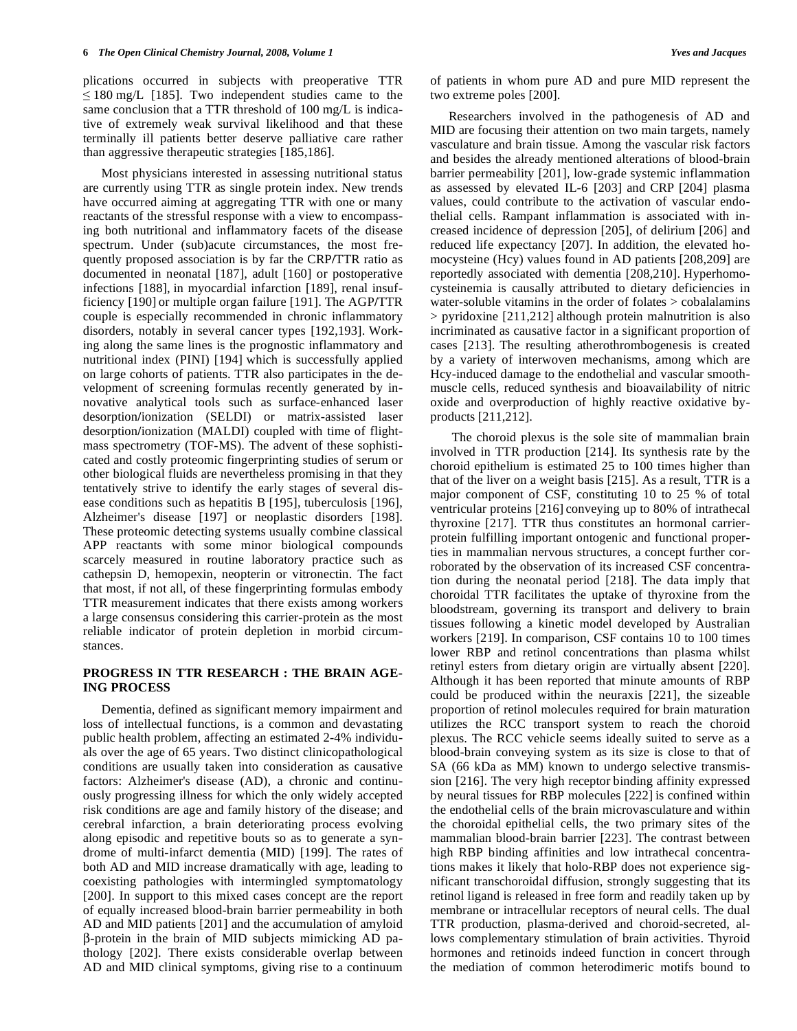plications occurred in subjects with preoperative TTR ≤ 180 mg/L [185]. Two independent studies came to the same conclusion that a TTR threshold of 100 mg/L is indicative of extremely weak survival likelihood and that these terminally ill patients better deserve palliative care rather than aggressive therapeutic strategies [185,186].

Most physicians interested in assessing nutritional status are currently using TTR as single protein index. New trends have occurred aiming at aggregating TTR with one or many reactants of the stressful response with a view to encompassing both nutritional and inflammatory facets of the disease spectrum. Under (sub)acute circumstances, the most frequently proposed association is by far the CRP/TTR ratio as documented in neonatal [187], adult [160] or postoperative infections [188], in myocardial infarction [189], renal insufficiency [190] or multiple organ failure [191]. The AGP/TTR couple is especially recommended in chronic inflammatory disorders, notably in several cancer types [192,193]. Working along the same lines is the prognostic inflammatory and nutritional index (PINI) [194] which is successfully applied on large cohorts of patients. TTR also participates in the development of screening formulas recently generated by innovative analytical tools such as surface-enhanced laser desorption/ionization (SELDI) or matrix-assisted laser desorption/ionization (MALDI) coupled with time of flight-mass spectrometry (TOF-MS). The advent of these sophisticated and costly proteomic fingerprinting studies of serum or other biological fluids are nevertheless promising in that they tentatively strive to identify the early stages of several disease conditions such as hepatitis B [195], tuberculosis [196], Alzheimer's disease [197] or neoplastic disorders [198]. These proteomic detecting systems usually combine classical APP reactants with some minor biological compounds scarcely measured in routine laboratory practice such as cathepsin D, hemopexin, neopterin or vitronectin. The fact that most, if not all, of these fingerprinting formulas embody TTR measurement indicates that there exists among workers a large consensus considering this carrier-protein as the most reliable indicator of protein depletion in morbid circumstances.

## PROGRESS IN TTR RESEARCH : THE BRAIN AGEING PROCESS

Dementia, defined as significant memory impairment and loss of intellectual functions, is a common and devastating public health problem, affecting an estimated 2-4% individuals over the age of 65 years. Two distinct clinicopathological conditions are usually taken into consideration as causative factors: Alzheimer's disease (AD), a chronic and continuously progressing illness for which the only widely accepted risk conditions are age and family history of the disease; and cerebral infarction, a brain deteriorating process evolving along episodic and repetitive bouts so as to generate a syndrome of multi-infarct dementia (MID) [199]. The rates of both AD and MID increase dramatically with age, leading to coexisting pathologies with intermingled symptomatology [200]. In support to this mixed cases concept are the report of equally increased blood-brain barrier permeability in both AD and MID patients [201] and the accumulation of amyloid β-protein in the brain of MID subjects mimicking AD pathology [202]. There exists considerable overlap between AD and MID clinical symptoms, giving rise to a continuum of patients in whom pure AD and pure MID represent the two extreme poles [200].

Researchers involved in the pathogenesis of AD and MID are focusing their attention on two main targets, namely vasculature and brain tissue. Among the vascular risk factors and besides the already mentioned alterations of blood-brain barrier permeability [201], low-grade systemic inflammation as assessed by elevated IL-6 [203] and CRP [204] plasma values, could contribute to the activation of vascular endothelial cells. Rampant inflammation is associated with increased incidence of depression [205], of delirium [206] and reduced life expectancy [207]. In addition, the elevated homocysteine (Hcy) values found in AD patients [208,209] are reportedly associated with dementia [208,210]. Hyperhomocysteinemia is causally attributed to dietary deficiencies in water-soluble vitamins in the order of folates > cobalalamins > pyridoxine [211,212] although protein malnutrition is also incriminated as causative factor in a significant proportion of cases [213]. The resulting atherothrombogenesis is created by a variety of interwoven mechanisms, among which are Hcy-induced damage to the endothelial and vascular smooth-muscle cells, reduced synthesis and bioavailability of nitric oxide and overproduction of highly reactive oxidative by-products [211,212].

The choroid plexus is the sole site of mammalian brain involved in TTR production [214]. Its synthesis rate by the choroid epithelium is estimated 25 to 100 times higher than that of the liver on a weight basis [215]. As a result, TTR is a major component of CSF, constituting 10 to 25 % of total ventricular proteins [216] conveying up to 80% of intrathecal thyroxine [217]. TTR thus constitutes an hormonal carrier-protein fulfilling important ontogenic and functional properties in mammalian nervous structures, a concept further corroborated by the observation of its increased CSF concentration during the neonatal period [218]. The data imply that choroidal TTR facilitates the uptake of thyroxine from the bloodstream, governing its transport and delivery to brain tissues following a kinetic model developed by Australian workers [219]. In comparison, CSF contains 10 to 100 times lower RBP and retinol concentrations than plasma whilst retinyl esters from dietary origin are virtually absent [220]. Although it has been reported that minute amounts of RBP could be produced within the neuraxis [221], the sizeable proportion of retinol molecules required for brain maturation utilizes the RCC transport system to reach the choroid plexus. The RCC vehicle seems ideally suited to serve as a blood-brain conveying system as its size is close to that of SA (66 kDa as MM) known to undergo selective transmission [216]. The very high receptor binding affinity expressed by neural tissues for RBP molecules [222] is confined within the endothelial cells of the brain microvasculature and within the choroidal epithelial cells, the two primary sites of the mammalian blood-brain barrier [223]. The contrast between high RBP binding affinities and low intrathecal concentrations makes it likely that holo-RBP does not experience significant transchoroidal diffusion, strongly suggesting that its retinol ligand is released in free form and readily taken up by membrane or intracellular receptors of neural cells. The dual TTR production, plasma-derived and choroid-secreted, allows complementary stimulation of brain activities. Thyroid hormones and retinoids indeed function in concert through the mediation of common heterodimeric motifs bound to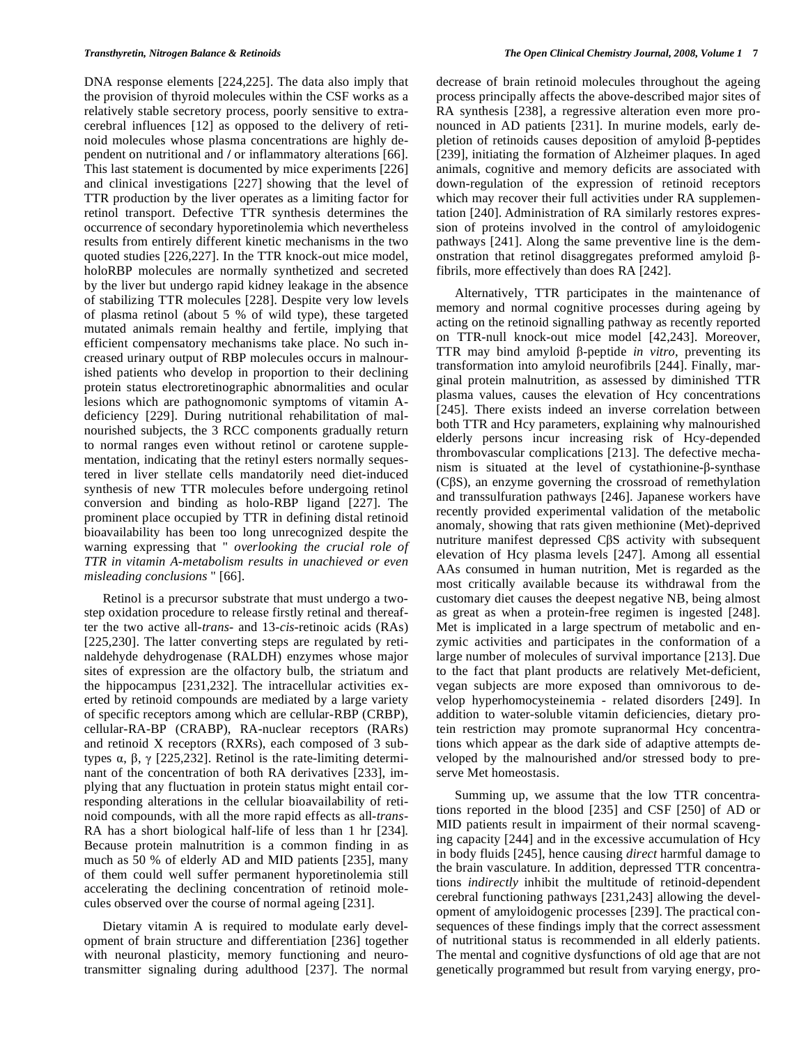DNA response elements [224,225]. The data also imply that the provision of thyroid molecules within the CSF works as a relatively stable secretory process, poorly sensitive to extra-cerebral influences [12] as opposed to the delivery of retinol molecules whose plasma concentrations are highly dependent on nutritional and / or inflammatory alterations [66]. This last statement is documented by mice experiments [226] and clinical investigations [227] showing that the level of TTR production by the liver operates as a limiting factor for retinol transport. Defective TTR synthesis determines the occurrence of secondary hyporetinolemia which nevertheless results from entirely different kinetic mechanisms in the two quoted studies [226,227]. In the TTR knock-out mice model, holoRBP molecules are normally synthetized and secreted by the liver but undergo rapid kidney leakage in the absence of stabilizing TTR molecules [228]. Despite very low levels of plasma retinol (about 5 % of wild type), these targeted mutated animals remain healthy and fertile, implying that efficient compensatory mechanisms take place. No such increased urinary output of RBP molecules occurs in malnourished patients who develop in proportion to their declining protein status electroretinographic abnormalities and ocular lesions which are pathognomonic symptoms of vitamin A-deficiency [229]. During nutritional rehabilitation of malnourished subjects, the 3 RCC components gradually return to normal ranges even without retinol or carotene supplementation, indicating that the retinyl esters normally sequestered in liver stellate cells mandatorily need diet-induced synthesis of new TTR molecules before undergoing retinol conversion and binding as holo-RBP ligand [227]. The prominent place occupied by TTR in defining distal retinoid bioavailability has been too long unrecognized despite the warning expressing that " *overlooking the crucial role of TTR in vitamin A-metabolism results in unachieved or even misleading conclusions* " [66].

Retinol is a precursor substrate that must undergo a two-step oxidation procedure to release firstly retinal and thereafter the two active all-*trans*- and 13-*cis*-retinoic acids (RAs) [225,230]. The latter converting steps are regulated by retinaldehyde dehydrogenase (RALDH) enzymes whose major sites of expression are the olfactory bulb, the striatum and the hippocampus [231,232]. The intracellular activities exerted by retinoid compounds are mediated by a large variety of specific receptors among which are cellular-RBP (CRBP), cellular-RA-BP (CRABP), RA-nuclear receptors (RARs) and retinoid X receptors (RXRs), each composed of 3 subtypes α, β, γ [225,232]. Retinol is the rate-limiting determinant of the concentration of both RA derivatives [233], implying that any fluctuation in protein status might entail corresponding alterations in the cellular bioavailability of retinoid compounds, with all the more rapid effects as all-*trans*-RA has a short biological half-life of less than 1 hr [234]. Because protein malnutrition is a common finding in as much as 50 % of elderly AD and MID patients [235], many of them could well suffer permanent hyporetinolemia still accelerating the declining concentration of retinoid molecules observed over the course of normal ageing [231].

Dietary vitamin A is required to modulate early development of brain structure and differentiation [236] together with neuronal plasticity, memory functioning and neurotransmitter signaling during adulthood [237]. The normal decrease of brain retinoid molecules throughout the ageing process principally affects the above-described major sites of RA synthesis [238], a regressive alteration even more pronounced in AD patients [231]. In murine models, early depletion of retinoids causes deposition of amyloid β-peptides [239], initiating the formation of Alzheimer plaques. In aged animals, cognitive and memory deficits are associated with down-regulation of the expression of retinoid receptors which may recover their full activities under RA supplementation [240]. Administration of RA similarly restores expression of proteins involved in the control of amyloidogenic pathways [241]. Along the same preventive line is the demonstration that retinol disaggregates preformed amyloid β-fibrils, more effectively than does RA [242].

Alternatively, TTR participates in the maintenance of memory and normal cognitive processes during ageing by acting on the retinoid signalling pathway as recently reported on TTR-null knock-out mice model [42,243]. Moreover, TTR may bind amyloid β-peptide *in vitro*, preventing its transformation into amyloid neurofibrils [244]. Finally, marginal protein malnutrition, as assessed by diminished TTR plasma values, causes the elevation of Hcy concentrations [245]. There exists indeed an inverse correlation between both TTR and Hcy parameters, explaining why malnourished elderly persons incur increasing risk of Hcy-depended thrombovascular complications [213]. The defective mechanism is situated at the level of cystathionine-β-synthase (CβS), an enzyme governing the crossroad of remethylation and transsulfuration pathways [246]. Japanese workers have recently provided experimental validation of the metabolic anomaly, showing that rats given methionine (Met)-deprived nutriture manifest depressed CβS activity with subsequent elevation of Hcy plasma levels [247]. Among all essential AAs consumed in human nutrition, Met is regarded as the most critically available because its withdrawal from the customary diet causes the deepest negative NB, being almost as great as when a protein-free regimen is ingested [248]. Met is implicated in a large spectrum of metabolic and enzymic activities and participates in the conformation of a large number of molecules of survival importance [213]. Due to the fact that plant products are relatively Met-deficient, vegan subjects are more exposed than omnivorous to develop hyperhomocysteinemia - related disorders [249]. In addition to water-soluble vitamin deficiencies, dietary protein restriction may promote supranormal Hcy concentrations which appear as the dark side of adaptive attempts developed by the malnourished and/or stressed body to preserve Met homeostasis.

Summing up, we assume that the low TTR concentrations reported in the blood [235] and CSF [250] of AD or MID patients result in impairment of their normal scavenging capacity [244] and in the excessive accumulation of Hcy in body fluids [245], hence causing *direct* harmful damage to the brain vasculature. In addition, depressed TTR concentrations *indirectly* inhibit the multitude of retinoid-dependent cerebral functioning pathways [231,243] allowing the development of amyloidogenic processes [239]. The practical consequences of these findings imply that the correct assessment of nutritional status is recommended in all elderly patients. The mental and cognitive dysfunctions of old age that are not genetically programmed but result from varying energy, pro-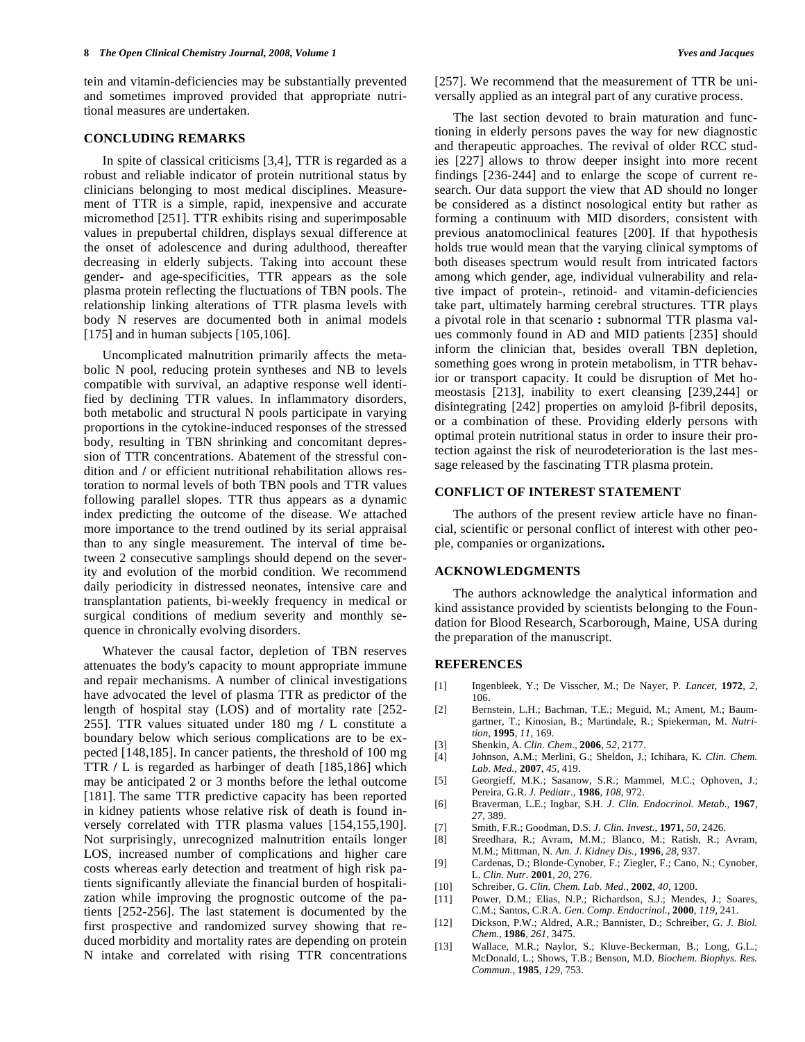tein and vitamin-deficiencies may be substantially prevented and sometimes improved provided that appropriate nutritional measures are undertaken.

## CONCLUDING REMARKS

In spite of classical criticisms [3,4], TTR is regarded as a robust and reliable indicator of protein nutritional status by clinicians belonging to most medical disciplines. Measurement of TTR is a simple, rapid, inexpensive and accurate micromethod [251]. TTR exhibits rising and superimposable values in prepubertal children, displays sexual difference at the onset of adolescence and during adulthood, thereafter decreasing in elderly subjects. Taking into account these gender- and age-specificities, TTR appears as the sole plasma protein reflecting the fluctuations of TBN pools. The relationship linking alterations of TTR plasma levels with body N reserves are documented both in animal models [175] and in human subjects [105,106].

Uncomplicated malnutrition primarily affects the metabolic N pool, reducing protein syntheses and NB to levels compatible with survival, an adaptive response well identified by declining TTR values. In inflammatory disorders, both metabolic and structural N pools participate in varying proportions in the cytokine-induced responses of the stressed body, resulting in TBN shrinking and concomitant depression of TTR concentrations. Abatement of the stressful condition and / or efficient nutritional rehabilitation allows restoration to normal levels of both TBN pools and TTR values following parallel slopes. TTR thus appears as a dynamic index predicting the outcome of the disease. We attached more importance to the trend outlined by its serial appraisal than to any single measurement. The interval of time between 2 consecutive samplings should depend on the severity and evolution of the morbid condition. We recommend daily periodicity in distressed neonates, intensive care and transplantation patients, bi-weekly frequency in medical or surgical conditions of medium severity and monthly sequence in chronically evolving disorders.

Whatever the causal factor, depletion of TBN reserves attenuates the body's capacity to mount appropriate immune and repair mechanisms. A number of clinical investigations have advocated the level of plasma TTR as predictor of the length of hospital stay (LOS) and of mortality rate [252-255]. TTR values situated under 180 mg / L constitute a boundary below which serious complications are to be expected [148,185]. In cancer patients, the threshold of 100 mg TTR / L is regarded as harbinger of death [185,186] which may be anticipated 2 or 3 months before the lethal outcome [181]. The same TTR predictive capacity has been reported in kidney patients whose relative risk of death is found inversely correlated with TTR plasma values [154,155,190]. Not surprisingly, unrecognized malnutrition entails longer LOS, increased number of complications and higher care costs whereas early detection and treatment of high risk patients significantly alleviate the financial burden of hospitalization while improving the prognostic outcome of the patients [252-256]. The last statement is documented by the first prospective and randomized survey showing that reduced morbidity and mortality rates are depending on protein N intake and correlated with rising TTR concentrations [257]. We recommend that the measurement of TTR be universally applied as an integral part of any curative process.

The last section devoted to brain maturation and functioning in elderly persons paves the way for new diagnostic and therapeutic approaches. The revival of older RCC studies [227] allows to throw deeper insight into more recent findings [236-244] and to enlarge the scope of current research. Our data support the view that AD should no longer be considered as a distinct nosological entity but rather as forming a continuum with MID disorders, consistent with previous anatomoclinical features [200]. If that hypothesis holds true would mean that the varying clinical symptoms of both diseases spectrum would result from intricated factors among which gender, age, individual vulnerability and relative impact of protein-, retinoid- and vitamin-deficiencies take part, ultimately harming cerebral structures. TTR plays a pivotal role in that scenario **:** subnormal TTR plasma values commonly found in AD and MID patients [235] should inform the clinician that, besides overall TBN depletion, something goes wrong in protein metabolism, in TTR behavior or transport capacity. It could be disruption of Met homeostasis [213], inability to exert cleansing [239,244] or disintegrating [242] properties on amyloid β-fibril deposits, or a combination of these. Providing elderly persons with optimal protein nutritional status in order to insure their protection against the risk of neurodeterioration is the last message released by the fascinating TTR plasma protein.

## CONFLICT OF INTEREST STATEMENT

The authors of the present review article have no financial, scientific or personal conflict of interest with other people, companies or organizations**.**

## ACKNOWLEDGMENTS

The authors acknowledge the analytical information and kind assistance provided by scientists belonging to the Foundation for Blood Research, Scarborough, Maine, USA during the preparation of the manuscript.

## REFERENCES

[1] Ingenbleek, Y.; De Visscher, M.; De Nayer, P. *Lancet*, **1972**, *2*, 106.

[2] Bernstein, L.H.; Bachman, T.E.; Meguid, M.; Ament, M.; Baumgartner, T.; Kinosian, B.; Martindale, R.; Spiekerman, M. *Nutrition*, **1995**, *11*, 169.

[3] Shenkin, A. *Clin. Chem.*, **2006**, *52*, 2177.

[4] Johnson, A.M.; Merlini, G.; Sheldon, J.; Ichihara, K. *Clin. Chem. Lab. Med.*, **2007**, *45*, 419.

[5] Georgieff, M.K.; Sasanow, S.R.; Mammel, M.C.; Ophoven, J.; Pereira, G.R. *J. Pediatr*., **1986**, *108*, 972.

[6] Braverman, L.E.; Ingbar, S.H. *J. Clin. Endocrinol. Metab.*, **1967**, *27*, 389.

[7] Smith, F.R.; Goodman, D.S. *J. Clin. Invest.*, **1971**, *50*, 2426.

[8] Sreedhara, R.; Avram, M.M.; Blanco, M.; Ratish, R.; Avram, M.M.; Mittman, N. *Am. J. Kidney Dis.*, **1996**, *28*, 937.

[9] Cardenas, D.; Blonde-Cynober, F.; Ziegler, F.; Cano, N.; Cynober, L. *Clin. Nutr*. **2001**, *20*, 276.

[10] Schreiber, G. *Clin. Chem. Lab. Med.*, **2002**, *40*, 1200.

[11] Power, D.M.; Elias, N.P.; Richardson, S.J.; Mendes, J.; Soares, C.M.; Santos, C.R.A. *Gen. Comp. Endocrinol.*, **2000**, *119*, 241.

[12] Dickson, P.W.; Aldred, A.R.; Bannister, D.; Schreiber, G. *J. Biol. Chem.*, **1986**, *261*, 3475.

[13] Wallace, M.R.; Naylor, S.; Kluve-Beckerman, B.; Long, G.L.; McDonald, L.; Shows, T.B.; Benson, M.D. *Biochem. Biophys. Res. Commun.*, **1985**, *129*, 753.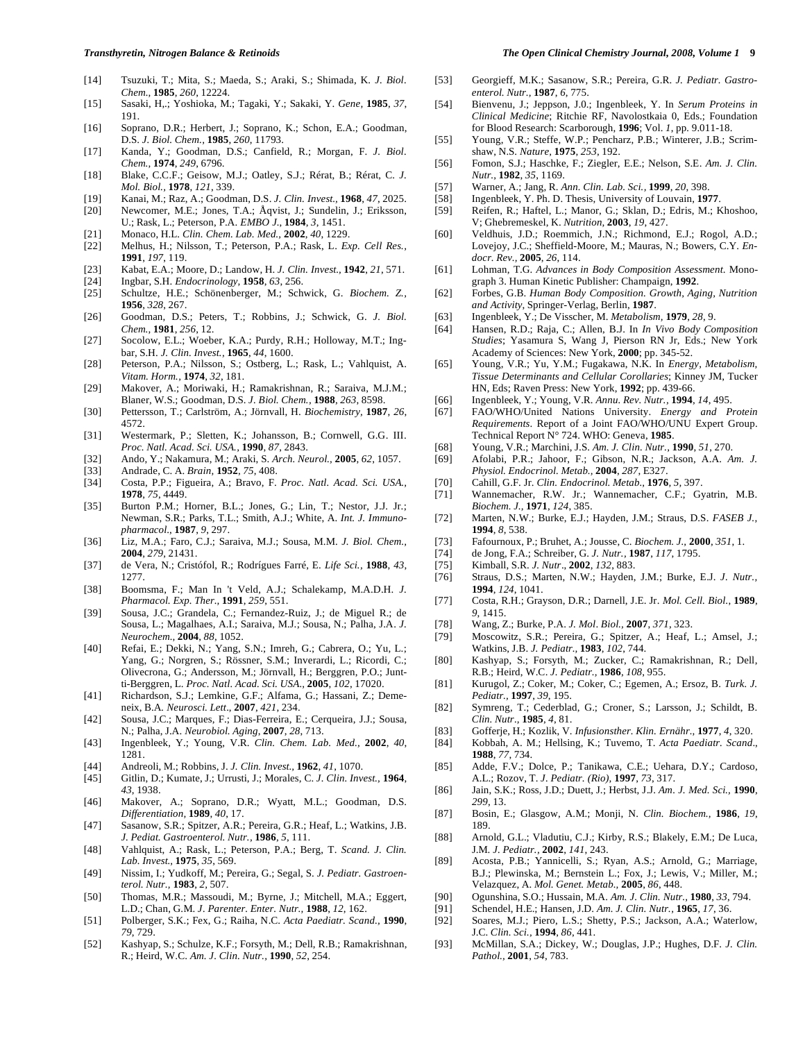[14] Tsuzuki, T.; Mita, S.; Maeda, S.; Araki, S.; Shimada, K. *J. Biol. Chem.*, **1985**, *260*, 12224.

[15] Sasaki, H.,; Yoshioka, M.; Tagaki, Y.; Sakaki, Y. *Gene*, **1985**, *37*, 191.

[16] Soprano, D.R.; Herbert, J.; Soprano, K.; Schon, E.A.; Goodman, D.S. *J. Biol. Chem.*, **1985**, *260*, 11793.

[17] Kanda, Y.; Goodman, D.S.; Canfield, R.; Morgan, F. *J. Biol. Chem.*, **1974**, *249*, 6796.

[18] Blake, C.C.F.; Geisow, M.J.; Oatley, S.J.; Rérat, B.; Rérat, C. *J. Mol. Biol.*, **1978**, *121*, 339.

[19] Kanai, M.; Raz, A.; Goodman, D.S. *J. Clin. Invest.*, **1968**, *47*, 2025.

[20] Newcomer, M.E.; Jones, T.A.; Åqvist, J.; Sundelin, J.; Eriksson, U.; Rask, L.; Peterson, P.A. *EMBO J.*, **1984**, *3*, 1451.

[21] Monaco, H.L. *Clin. Chem. Lab. Med.*, **2002**, *40*, 1229.

[22] Melhus, H.; Nilsson, T.; Peterson, P.A.; Rask, L. *Exp. Cell Res.*, **1991**, *197*, 119.

[23] Kabat, E.A.; Moore, D.; Landow, H. *J. Clin. Invest.*, **1942**, *21*, 571.

[24] Ingbar, S.H. *Endocrinology*, **1958**, *63*, 256.

[25] Schultze, H.E.; Schönenberger, M.; Schwick, G. *Biochem. Z.*, **1956**, *328*, 267.

[26] Goodman, D.S.; Peters, T.; Robbins, J.; Schwick, G. *J. Biol. Chem.*, **1981**, *256*, 12.

[27] Socolow, E.L.; Woeber, K.A.; Purdy, R.H.; Holloway, M.T.; Ingbar, S.H. *J. Clin. Invest.*, **1965**, *44*, 1600.

[28] Peterson, P.A.; Nilsson, S.; Ostberg, L.; Rask, L.; Vahlquist, A. *Vitam. Horm.*, **1974**, *32*, 181.

[29] Makover, A.; Moriwaki, H.; Ramakrishnan, R.; Saraiva, M.J.M.; Blaner, W.S.; Goodman, D.S. *J. Biol. Chem.*, **1988**, *263*, 8598.

[30] Pettersson, T.; Carlström, A.; Jörnvall, H. *Biochemistry*, **1987**, *26*, 4572.

[31] Westermark, P.; Sletten, K.; Johansson, B.; Cornwell, G.G. III. *Proc. Natl. Acad. Sci. USA.*, **1990**, *87*, 2843.

[32] Ando, Y.; Nakamura, M.; Araki, S. *Arch. Neurol.*, **2005**, *62*, 1057.

[33] Andrade, C. A. *Brain*, **1952**, *75*, 408.

[34] Costa, P.P.; Figueira, A.; Bravo, F. *Proc. Natl. Acad. Sci. USA.*, **1978**, *75*, 4449.

[35] Burton P.M.; Horner, B.L.; Jones, G.; Lin, T.; Nestor, J.J. Jr.; Newman, S.R.; Parks, T.L.; Smith, A.J.; White, A. *Int. J. Immunopharmacol.*, **1987**, *9*, 297.

[36] Liz, M.A.; Faro, C.J.; Saraiva, M.J.; Sousa, M.M. *J. Biol. Chem.*, **2004**, *279*, 21431.

[37] de Vera, N.; Cristófol, R.; Rodrígues Farré, E. *Life Sci.*, **1988**, *43*, 1277.

[38] Boomsma, F.; Man In 't Veld, A.J.; Schalekamp, M.A.D.H. *J. Pharmacol. Exp. Ther.*, **1991**, *259*, 551.

[39] Sousa, J.C.; Grandela, C.; Fernandez-Ruiz, J.; de Miguel R.; de Sousa, L.; Magalhaes, A.I.; Saraiva, M.J.; Sousa, N.; Palha, J.A. *J. Neurochem.*, **2004**, *88*, 1052.

[40] Refai, E.; Dekki, N.; Yang, S.N.; Imreh, G.; Cabrera, O.; Yu, L.; Yang, G.; Norgren, S.; Rössner, S.M.; Inverardi, L.; Ricordi, C.; Olivecrona, G.; Andersson, M.; Jörnvall, H.; Berggren, P.O.; Juntti-Berggren, L. *Proc. Natl. Acad. Sci. USA.*, **2005**, *102*, 17020.

[41] Richardson, S.J.; Lemkine, G.F.; Alfama, G.; Hassani, Z.; Demeneix, B.A. *Neurosci. Lett.*, **2007**, *421*, 234.

[42] Sousa, J.C.; Marques, F.; Dias-Ferreira, E.; Cerqueira, J.J.; Sousa, N.; Palha, J.A. *Neurobiol. Aging*, **2007**, *28*, 713.

[43] Ingenbleek, Y.; Young, V.R. *Clin. Chem. Lab. Med.*, **2002**, *40*, 1281.

[44] Andreoli, M.; Robbins, J. *J. Clin. Invest.*, **1962**, *41*, 1070.

[45] Gitlin, D.; Kumate, J.; Urrusti, J.; Morales, C. *J. Clin. Invest.*, **1964**, *43*, 1938.

[46] Makover, A.; Soprano, D.R.; Wyatt, M.L.; Goodman, D.S. *Differentiation*, **1989**, *40*, 17.

[47] Sasanow, S.R.; Spitzer, A.R.; Pereira, G.R.; Heaf, L.; Watkins, J.B. *J. Pediat. Gastroenterol. Nutr.*, **1986**, *5*, 111.

[48] Vahlquist, A.; Rask, L.; Peterson, P.A.; Berg, T. *Scand. J. Clin. Lab. Invest.*, **1975**, *35*, 569.

[49] Nissim, I.; Yudkoff, M.; Pereira, G.; Segal, S. *J. Pediatr. Gastroenterol. Nutr.*, **1983**, *2*, 507.

[50] Thomas, M.R.; Massoudi, M.; Byrne, J.; Mitchell, M.A.; Eggert, L.D.; Chan, G.M. *J. Parenter. Enter. Nutr.*, **1988**, *12*, 162.

[51] Polberger, S.K.; Fex, G.; Raiha, N.C. *Acta Paediatr. Scand.*, **1990**, *79*, 729.

[52] Kashyap, S.; Schulze, K.F.; Forsyth, M.; Dell, R.B.; Ramakrishnan, R.; Heird, W.C. *Am. J. Clin. Nutr.*, **1990**, *52*, 254.

[53] Georgieff, M.K.; Sasanow, S.R.; Pereira, G.R. *J. Pediatr. Gastroenterol. Nutr.*, **1987**, *6*, 775.

[54] Bienvenu, J.; Jeppson, J.O.; Ingenbleek, Y. In *Serum Proteins in Clinical Medicine*; Ritchie RF, Navolostkaia 0, Eds.; Foundation for Blood Research: Scarborough, **1996**; Vol. *1*, pp. 9.011-18.

[55] Young, V.R.; Steffe, W.P.; Pencharz, P.B.; Winterer, J.B.; Scrimshaw, N.S. *Nature*, **1975**, *253*, 192.

[56] Fomon, S.J.; Haschke, F.; Ziegler, E.E.; Nelson, S.E. *Am. J. Clin. Nutr.*, **1982**, *35*, 1169.

[57] Warner, A.; Jang, R. *Ann. Clin. Lab. Sci.*, **1999**, *20*, 398.

[58] Ingenbleek, Y. Ph. D. Thesis, University of Louvain, **1977**.

[59] Reifen, R.; Haftel, L.; Manor, G.; Sklan, D.; Edris, M.; Khoshoo, V; Ghebremeskel, K. *Nutrition*, **2003**, *19*, 427.

[60] Veldhuis, J.D.; Roemmich, J.N.; Richmond, E.J.; Rogol, A.D.; Lovejoy, J.C.; Sheffield-Moore, M.; Mauras, N.; Bowers, C.Y. *Endocr. Rev.*, **2005**, *26*, 114.

[61] Lohman, T.G. *Advances in Body Composition Assessment*. Monograph 3. Human Kinetic Publisher: Champaign, **1992**.

[62] Forbes, G.B. *Human Body Composition. Growth, Aging, Nutrition and Activity*, Springer-Verlag, Berlin, **1987**.

[63] Ingenbleek, Y.; De Visscher, M. *Metabolism*, **1979**, *28*, 9.

[64] Hansen, R.D.; Raja, C.; Allen, B.J. In *In Vivo Body Composition Studies*; Yasamura S, Wang J, Pierson RN Jr, Eds.; New York Academy of Sciences: New York, **2000**; pp. 345-52.

[65] Young, V.R.; Yu, Y.M.; Fugakawa, N.K. In *Energy, Metabolism, Tissue Determinants and Cellular Corollaries*; Kinney JM, Tucker HN, Eds; Raven Press: New York, **1992**; pp. 439-66.

[66] Ingenbleek, Y.; Young, V.R. *Annu. Rev. Nutr.*, **1994**, *14*, 495.

[67] FAO/WHO/United Nations University. *Energy and Protein Requirements*. Report of a Joint FAO/WHO/UNU Expert Group. Technical Report N° 724. WHO: Geneva, **1985**.

[68] Young, V.R.; Marchini, J.S. *Am. J. Clin. Nutr.*, **1990**, *51*, 270.

[69] Afolabi, P.R.; Jahoor, F.; Gibson, N.R.; Jackson, A.A. *Am. J. Physiol. Endocrinol. Metab.*, **2004**, *287*, E327.

[70] Cahill, G.F. Jr. *Clin. Endocrinol. Metab.*, **1976**, *5*, 397.

[71] Wannemacher, R.W. Jr.; Wannemacher, C.F.; Gyatrin, M.B. *Biochem. J.*, **1971**, *124*, 385.

[72] Marten, N.W.; Burke, E.J.; Hayden, J.M.; Straus, D.S. *FASEB J.*, **1994**, *8*, 538.

[73] Fafournoux, P.; Bruhet, A.; Jousse, C. *Biochem. J.*, **2000**, *351*, 1.

[74] de Jong, F.A.; Schreiber, G. *J. Nutr.*, **1987**, *117*, 1795.

[75] Kimball, S.R. *J. Nutr*., **2002**, *132*, 883.

[76] Straus, D.S.; Marten, N.W.; Hayden, J.M.; Burke, E.J. *J. Nutr.*, **1994**, *124*, 1041.

[77] Costa, R.H.; Grayson, D.R.; Darnell, J.E. Jr. *Mol. Cell. Biol.*, **1989**, *9*, 1415.

[78] Wang, Z.; Burke, P.A. *J. Mol. Biol.*, **2007**, *371*, 323.

[79] Moscowitz, S.R.; Pereira, G.; Spitzer, A.; Heaf, L.; Amsel, J.; Watkins, J.B. *J. Pediatr.*, **1983**, *102*, 744.

[80] Kashyap, S.; Forsyth, M.; Zucker, C.; Ramakrishnan, R.; Dell, R.B.; Heird, W.C. *J. Pediatr.*, **1986**, *108*, 955.

[81] Kurugol, Z.; Coker, M.; Coker, C.; Egemen, A.; Ersoz, B. *Turk. J. Pediatr.*, **1997**, *39*, 195.

[82] Symreng, T.; Cederblad, G.; Croner, S.; Larsson, J.; Schildt, B. *Clin. Nutr.*, **1985**, *4*, 81.

[83] Gofferje, H.; Kozlik, V. *Infusionsther. Klin. Ernähr.*, **1977**, *4*, 320.

[84] Kobbah, A. M.; Hellsing, K.; Tuvemo, T. *Acta Paediatr. Scand.*, **1988**, *77*, 734.

[85] Adde, F.V.; Dolce, P.; Tanikawa, C.E.; Uehara, D.Y.; Cardoso, A.L.; Rozov, T. *J. Pediatr. (Rio)*, **1997**, *73*, 317.

[86] Jain, S.K.; Ross, J.D.; Duett, J.; Herbst, J.J. *Am. J. Med. Sci.*, **1990**, *299*, 13.

[87] Bosin, E.; Glasgow, A.M.; Monji, N. *Clin. Biochem.*, **1986**, *19*, 189.

[88] Arnold, G.L.; Vladutiu, C.J.; Kirby, R.S.; Blakely, E.M.; De Luca, J.M. *J. Pediatr.*, **2002**, *141*, 243.

[89] Acosta, P.B.; Yannicelli, S.; Ryan, A.S.; Arnold, G.; Marriage, B.J.; Plewinska, M.; Bernstein L.; Fox, J.; Lewis, V.; Miller, M.; Velazquez, A. *Mol. Genet. Metab.*, **2005**, *86*, 448.

[90] Ogunshina, S.O.; Hussain, M.A. *Am. J. Clin. Nutr.*, **1980**, *33*, 794.

[91] Schendel, H.E.; Hansen, J.D. *Am. J. Clin. Nutr.*, **1965**, *17*, 36.

[92] Soares, M.J.; Piero, L.S.; Shetty, P.S.; Jackson, A.A.; Waterlow, J.C. *Clin. Sci.*, **1994**, *86*, 441.

[93] McMillan, S.A.; Dickey, W.; Douglas, J.P.; Hughes, D.F. *J. Clin. Pathol.*, **2001**, *54*, 783.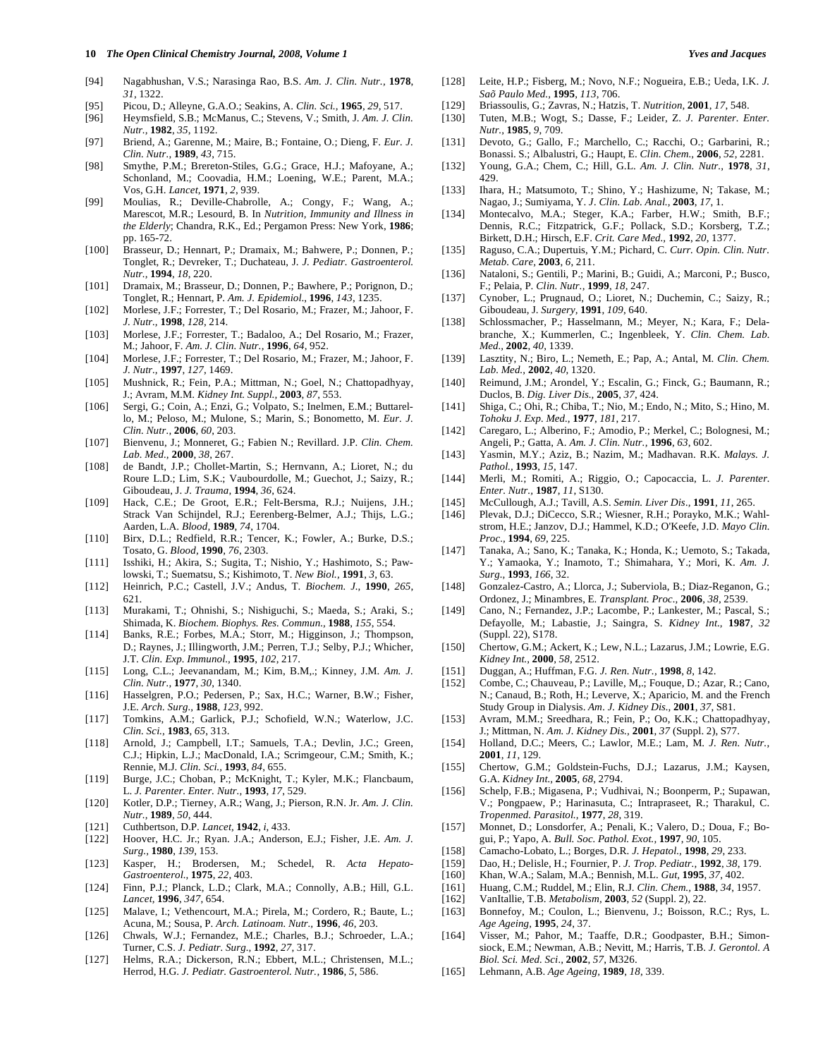[94] Nagabhushan, V.S.; Narasinga Rao, B.S. *Am. J. Clin. Nutr.*, **1978**, *31*, 1322.

[95] Picou, D.; Alleyne, G.A.O.; Seakins, A. *Clin. Sci.*, **1965**, *29*, 517.

[96] Heymsfield, S.B.; McManus, C.; Stevens, V.; Smith, J. *Am. J. Clin. Nutr.*, **1982**, *35*, 1192.

[97] Briend, A.; Garenne, M.; Maire, B.; Fontaine, O.; Dieng, F. *Eur. J. Clin. Nutr.*, **1989**, *43*, 715.

[98] Smythe, P.M.; Brereton-Stiles, G.G.; Grace, H.J.; Mafoyane, A.; Schonland, M.; Coovadia, H.M.; Loening, W.E.; Parent, M.A.; Vos, G.H. *Lancet*, **1971**, *2*, 939.

[99] Moulias, R.; Deville-Chabrolle, A.; Congy, F.; Wang, A.; Marescot, M.R.; Lesourd, B. In *Nutrition, Immunity and Illness in the Elderly*; Chandra, R.K., Ed.; Pergamon Press: New York, **1986**; pp. 165-72.

[100] Brasseur, D.; Hennart, P.; Dramaix, M.; Bahwere, P.; Donnen, P.; Tonglet, R.; Devreker, T.; Duchateau, J. *J. Pediatr. Gastroenterol. Nutr.*, **1994**, *18*, 220.

[101] Dramaix, M.; Brasseur, D.; Donnen, P.; Bawhere, P.; Porignon, D.; Tonglet, R.; Hennart, P. *Am. J. Epidemiol.*, **1996**, *143*, 1235.

[102] Morlese, J.F.; Forrester, T.; Del Rosario, M.; Frazer, M.; Jahoor, F. *J. Nutr.*, **1998**, *128*, 214.

[103] Morlese, J.F.; Forrester, T.; Badaloo, A.; Del Rosario, M.; Frazer, M.; Jahoor, F. *Am. J. Clin. Nutr.*, **1996**, *64*, 952.

[104] Morlese, J.F.; Forrester, T.; Del Rosario, M.; Frazer, M.; Jahoor, F. *J. Nutr.*, **1997**, *127*, 1469.

[105] Mushnick, R.; Fein, P.A.; Mittman, N.; Goel, N.; Chattopadhyay, J.; Avram, M.M. *Kidney Int. Suppl.*, **2003**, *87*, 553.

[106] Sergi, G.; Coin, A.; Enzi, G.; Volpato, S.; Inelmen, E.M.; Buttarello, M.; Peloso, M.; Mulone, S.; Marin, S.; Bonometto, M. *Eur. J. Clin. Nutr.*, **2006**, *60*, 203.

[107] Bienvenu, J.; Monneret, G.; Fabien N.; Revillard. J.P. *Clin. Chem. Lab. Med.*, **2000**, *38*, 267.

[108] de Bandt, J.P.; Chollet-Martin, S.; Hernvann, A.; Lioret, N.; du Roure L.D.; Lim, S.K.; Vaubourdolle, M.; Guechot, J.; Saizy, R.; Giboudeau, J. *J. Trauma*, **1994**, *36*, 624.

[109] Hack, C.E.; De Groot, E.R.; Felt-Bersma, R.J.; Nuijens, J.H.; Strack Van Schijndel, R.J.; Eerenberg-Belmer, A.J.; Thijs, L.G.; Aarden, L.A. *Blood*, **1989**, *74*, 1704.

[110] Birx, D.L.; Redfield, R.R.; Tencer, K.; Fowler, A.; Burke, D.S.; Tosato, G. *Blood*, **1990**, *76*, 2303.

[111] Isshiki, H.; Akira, S.; Sugita, T.; Nishio, Y.; Hashimoto, S.; Pawlowski, T.; Suematsu, S.; Kishimoto, T. *New Biol.*, **1991**, *3*, 63.

[112] Heinrich, P.C.; Castell, J.V.; Andus, T. *Biochem. J.*, **1990**, *265*, 621.

[113] Murakami, T.; Ohnishi, S.; Nishiguchi, S.; Maeda, S.; Araki, S.; Shimada, K. *Biochem. Biophys. Res. Commun.*, **1988**, *155*, 554.

[114] Banks, R.E.; Forbes, M.A.; Storr, M.; Higginson, J.; Thompson, D.; Raynes, J.; Illingworth, J.M.; Perren, T.J.; Selby, P.J.; Whicher, J.T. *Clin. Exp. Immunol.*, **1995**, *102*, 217.

[115] Long, C.L.; Jeevanandam, M.; Kim, B,M,.; Kinney, J.M. *Am. J. Clin. Nutr.*, **1977**, *30*, 1340.

[116] Hasselgren, P.O.; Pedersen, P.; Sax, H.C.; Warner, B.W.; Fisher, J.E. *Arch. Surg.*, **1988**, *123*, 992.

[117] Tomkins, A.M.; Garlick, P.J.; Schofield, W.N.; Waterlow, J.C. *Clin. Sci.*, **1983**, *65*, 313.

[118] Arnold, J.; Campbell, I.T.; Samuels, T.A.; Devlin, J.C.; Green, C.J.; Hipkin, L.J.; MacDonald, I.A.; Scrimgeour, C.M.; Smith, K.; Rennie, M.J. *Clin. Sci.*, **1993**, *84*, 655.

[119] Burge, J.C.; Choban, P.; McKnight, T.; Kyler, M.K.; Flancbaum, L. *J. Parenter. Enter. Nutr.*, **1993**, *17*, 529.

[120] Kotler, D.P.; Tierney, A.R.; Wang, J.; Pierson, R.N. Jr. *Am. J. Clin. Nutr.*, **1989**, *50*, 444.

[121] Cuthbertson, D.P. *Lancet*, **1942**, *i*, 433.

[122] Hoover, H.C. Jr.; Ryan. J.A.; Anderson, E.J.; Fisher, J.E. *Am. J. Surg.*, **1980**, *139*, 153.

[123] Kasper, H.; Brodersen, M.; Schedel, R. *Acta Hepato-Gastroenterol.*, **1975**, *22*, 403.

[124] Finn, P.J.; Planck, L.D.; Clark, M.A.; Connolly, A.B.; Hill, G.L. *Lancet*, **1996**, *347*, 654.

[125] Malave, I.; Vethencourt, M.A.; Pirela, M.; Cordero, R.; Baute, L.; Acuna, M.; Sousa, P. *Arch. Latinoam. Nutr.*, **1996**, *46*, 203.

[126] Chwals, W.J.; Fernandez, M.E.; Charles, B.J.; Schroeder, L.A.; Turner, C.S. *J. Pediatr. Surg.*, **1992**, *27*, 317.

[127] Helms, R.A.; Dickerson, R.N.; Ebbert, M.L.; Christensen, M.L.; Herrod, H.G. *J. Pediatr. Gastroenterol. Nutr.*, **1986**, *5*, 586.

[128] Leite, H.P.; Fisberg, M.; Novo, N.F.; Nogueira, E.B.; Ueda, I.K. *J. Saõ Paulo Med.*, **1995**, *113*, 706.

[129] Briassoulis, G.; Zavras, N.; Hatzis, T. *Nutrition*, **2001**, *17*, 548.

[130] Tuten, M.B.; Wogt, S.; Dasse, F.; Leider, Z. *J. Parenter. Enter. Nutr.*, **1985**, *9*, 709.

[131] Devoto, G.; Gallo, F.; Marchello, C.; Racchi, O.; Garbarini, R.; Bonassi. S.; Albalustri, G.; Haupt, E. *Clin. Chem.*, **2006**, *52*, 2281.

[132] Young, G.A.; Chem, C.; Hill, G.L. *Am. J. Clin. Nutr.*, **1978**, *31*, 429.

[133] Ihara, H.; Matsumoto, T.; Shino, Y.; Hashizume, N; Takase, M.; Nagao, J.; Sumiyama, Y. *J. Clin. Lab. Anal.*, **2003**, *17*, 1.

[134] Montecalvo, M.A.; Steger, K.A.; Farber, H.W.; Smith, B.F.; Dennis, R.C.; Fitzpatrick, G.F.; Pollack, S.D.; Korsberg, T.Z.; Birkett, D.H.; Hirsch, E.F. *Crit. Care Med.*, **1992**, *20*, 1377.

[135] Raguso, C.A.; Dupertuis, Y.M.; Pichard, C. *Curr. Opin. Clin. Nutr. Metab. Care*, **2003**, *6*, 211.

[136] Nataloni, S.; Gentili, P.; Marini, B.; Guidi, A.; Marconi, P.; Busco, F.; Pelaia, P. *Clin. Nutr.*, **1999**, *18*, 247.

[137] Cynober, L.; Prugnaud, O.; Lioret, N.; Duchemin, C.; Saizy, R.; Giboudeau, J. *Surgery*, **1991**, *109*, 640.

[138] Schlossmacher, P.; Hasselmann, M.; Meyer, N.; Kara, F.; Delabranche, X.; Kummerlen, C.; Ingenbleek, Y. *Clin. Chem. Lab. Med.*, **2002**, *40*, 1339.

[139] Lasztity, N.; Biro, L.; Nemeth, E.; Pap, A.; Antal, M. *Clin. Chem. Lab. Med.*, **2002**, *40*, 1320.

[140] Reimund, J.M.; Arondel, Y.; Escalin, G.; Finck, G.; Baumann, R.; Duclos, B. *Dig. Liver Dis.*, **2005**, *37*, 424.

[141] Shiga, C.; Ohi, R.; Chiba, T.; Nio, M.; Endo, N.; Mito, S.; Hino, M. *Tohoku J. Exp. Med.*, **1977**, *181*, 217.

[142] Caregaro, L.; Alberino, F.; Amodio, P.; Merkel, C.; Bolognesi, M.; Angeli, P.; Gatta, A. *Am. J. Clin. Nutr.*, **1996**, *63*, 602.

[143] Yasmin, M.Y.; Aziz, B.; Nazim, M.; Madhavan. R.K. *Malays. J. Pathol.*, **1993**, *15*, 147.

[144] Merli, M.; Romiti, A.; Riggio, O.; Capocaccia, L. *J. Parenter. Enter. Nutr.*, **1987**, *11*, S130.

[145] McCullough, A.J.; Tavill, A.S. *Semin. Liver Dis.*, **1991**, *11*, 265.

[146] Plevak, D.J.; DiCecco, S.R.; Wiesner, R.H.; Porayko, M.K.; Wahlstrom, H.E.; Janzov, D.J.; Hammel, K.D.; O'Keefe, J.D. *Mayo Clin. Proc.*, **1994**, *69*, 225.

[147] Tanaka, A.; Sano, K.; Tanaka, K.; Honda, K.; Uemoto, S.; Takada, Y.; Yamaoka, Y.; Inamoto, T.; Shimahara, Y.; Mori, K. *Am. J. Surg.*, **1993**, *166*, 32.

[148] Gonzalez-Castro, A.; Llorca, J.; Suberviola, B.; Diaz-Reganon, G.; Ordonez, J.; Minambres, E. *Transplant. Proc.*, **2006**, *38*, 2539.

[149] Cano, N.; Fernandez, J.P.; Lacombe, P.; Lankester, M.; Pascal, S.; Defayolle, M.; Labastie, J.; Saingra, S. *Kidney Int.*, **1987**, *32* (Suppl. 22), S178.

[150] Chertow, G.M.; Ackert, K.; Lew, N.L.; Lazarus, J.M.; Lowrie, E.G. *Kidney Int.*, **2000**, *58*, 2512.

[151] Duggan, A.; Huffman, F.G. *J. Ren. Nutr.*, **1998**, *8*, 142.

[152] Combe, C.; Chauveau, P.; Laville, M,.; Fouque, D.; Azar, R.; Cano, N.; Canaud, B.; Roth, H.; Leverve, X.; Aparicio, M. and the French Study Group in Dialysis. *Am. J. Kidney Dis.*, **2001**, *37*, S81.

[153] Avram, M.M.; Sreedhara, R.; Fein, P.; Oo, K.K.; Chattopadhyay, J.; Mittman, N. *Am. J. Kidney Dis.*, **2001**, *37* (Suppl. 2), S77.

[154] Holland, D.C.; Meers, C.; Lawlor, M.E.; Lam, M. *J. Ren. Nutr.*, **2001**, *11*, 129.

[155] Chertow, G.M.; Goldstein-Fuchs, D.J.; Lazarus, J.M.; Kaysen, G.A. *Kidney Int.*, **2005**, *68*, 2794.

[156] Schelp, F.B.; Migasena, P.; Vudhivai, N.; Boonperm, P.; Supawan, V.; Pongpaew, P.; Harinasuta, C.; Intrapraseet, R.; Tharakul, C. *Tropenmed. Parasitol.*, **1977**, *28*, 319.

[157] Monnet, D.; Lonsdorfer, A.; Penali, K.; Valero, D.; Doua, F.; Bogui, P.; Yapo, A. *Bull. Soc. Pathol. Exot.*, **1997**, *90*, 105.

[158] Camacho-Lobato, L.; Borges, D.R. *J. Hepatol.*, **1998**, *29*, 233.

[159] Dao, H.; Delisle, H.; Fournier, P. *J. Trop. Pediatr.*, **1992**, *38*, 179.

[160] Khan, W.A.; Salam, M.A.; Bennish, M.L. *Gut*, **1995**, *37*, 402.

[161] Huang, C.M.; Ruddel, M.; Elin, R.J. *Clin. Chem.*, **1988**, *34*, 1957.

[162] VanItallie, T.B. *Metabolism*, **2003**, *52* (Suppl. 2), 22.

[163] Bonnefoy, M.; Coulon, L.; Bienvenu, J.; Boisson, R.C.; Rys, L. *Age Ageing*, **1995**, *24*, 37.

[164] Visser, M.; Pahor, M.; Taaffe, D.R.; Goodpaster, B.H.; Simonsiock, E.M.; Newman, A.B.; Nevitt, M.; Harris, T.B. *J. Gerontol. A Biol. Sci. Med. Sci.*, **2002**, *57*, M326.

[165] Lehmann, A.B. *Age Ageing*, **1989**, *18*, 339.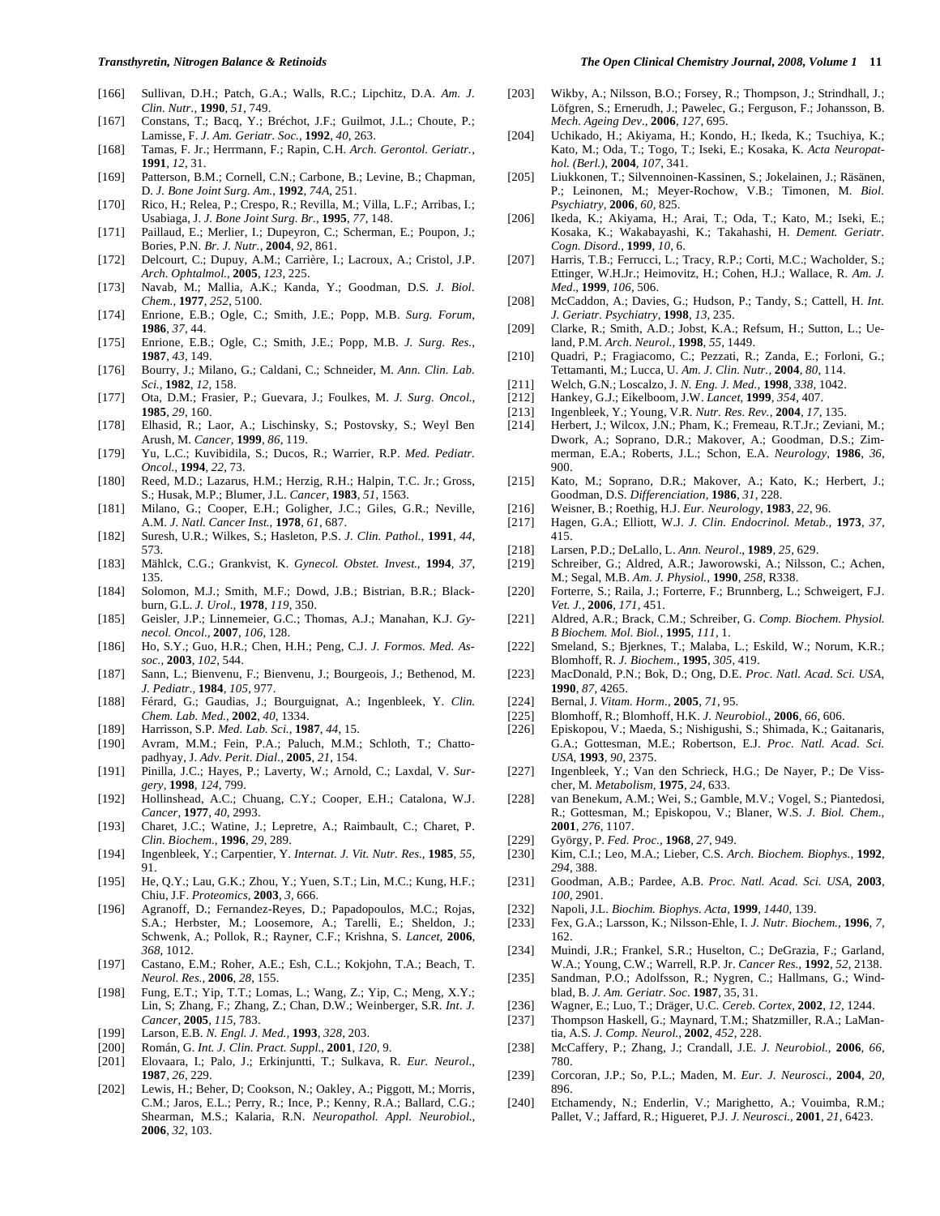[166] Sullivan, D.H.; Patch, G.A.; Walls, R.C.; Lipchitz, D.A. *Am. J. Clin. Nutr.*, **1990**, *51*, 749.

[167] Constans, T.; Bacq, Y.; Bréchot, J.F.; Guilmot, J.L.; Choute, P.; Lamisse, F. *J. Am. Geriatr. Soc.*, **1992**, *40*, 263.

[168] Tamas, F. Jr.; Herrmann, F.; Rapin, C.H. *Arch. Gerontol. Geriatr.*, **1991**, *12*, 31.

[169] Patterson, B.M.; Cornell, C.N.; Carbone, B.; Levine, B.; Chapman, D. *J. Bone Joint Surg. Am.*, **1992**, *74A*, 251.

[170] Rico, H.; Relea, P.; Crespo, R.; Revilla, M.; Villa, L.F.; Arribas, I.; Usabiaga, J. *J. Bone Joint Surg. Br.*, **1995**, *77*, 148.

[171] Paillaud, E.; Merlier, I.; Dupeyron, C.; Scherman, E.; Poupon, J.; Bories, P.N. *Br. J. Nutr.*, **2004**, *92*, 861.

[172] Delcourt, C.; Dupuy, A.M.; Carrière, I.; Lacroux, A.; Cristol, J.P. *Arch. Ophtalmol.*, **2005**, *123*, 225.

[173] Navab, M.; Mallia, A.K.; Kanda, Y.; Goodman, D.S. *J. Biol. Chem.*, **1977**, *252*, 5100.

[174] Enrione, E.B.; Ogle, C.; Smith, J.E.; Popp, M.B. *Surg. Forum*, **1986**, *37*, 44.

[175] Enrione, E.B.; Ogle, C.; Smith, J.E.; Popp, M.B. *J. Surg. Res.*, **1987**, *43*, 149.

[176] Bourry, J.; Milano, G.; Caldani, C.; Schneider, M. *Ann. Clin. Lab. Sci.*, **1982**, *12*, 158.

[177] Ota, D.M.; Frasier, P.; Guevara, J.; Foulkes, M. *J. Surg. Oncol.*, **1985**, *29*, 160.

[178] Elhasid, R.; Laor, A.; Lischinsky, S.; Postovsky, S.; Weyl Ben Arush, M. *Cancer*, **1999**, *86*, 119.

[179] Yu, L.C.; Kuvibidila, S.; Ducos, R.; Warrier, R.P. *Med. Pediatr. Oncol.*, **1994**, *22*, 73.

[180] Reed, M.D.; Lazarus, H.M.; Herzig, R.H.; Halpin, T.C. Jr.; Gross, S.; Husak, M.P.; Blumer, J.L. *Cancer*, **1983**, *51*, 1563.

[181] Milano, G.; Cooper, E.H.; Goligher, J.C.; Giles, G.R.; Neville, A.M. *J. Natl. Cancer Inst.*, **1978**, *61*, 687.

[182] Suresh, U.R.; Wilkes, S.; Hasleton, P.S. *J. Clin. Pathol.*, **1991**, *44*, 573.

[183] Mählck, C.G.; Grankvist, K. *Gynecol. Obstet. Invest.*, **1994**, *37*, 135.

[184] Solomon, M.J.; Smith, M.F.; Dowd, J.B.; Bistrian, B.R.; Blackburn, G.L. *J. Urol.*, **1978**, *119*, 350.

[185] Geisler, J.P.; Linnemeier, G.C.; Thomas, A.J.; Manahan, K.J. *Gynecol. Oncol.*, **2007**, *106*, 128.

[186] Ho, S.Y.; Guo, H.R.; Chen, H.H.; Peng, C.J. *J. Formos. Med. Assoc.*, **2003**, *102*, 544.

[187] Sann, L.; Bienvenu, F.; Bienvenu, J.; Bourgeois, J.; Bethenod, M. *J. Pediatr.*, **1984**, *105*, 977.

[188] Férard, G.; Gaudias, J.; Bourguignat, A.; Ingenbleek, Y. *Clin. Chem. Lab. Med.*, **2002**, *40*, 1334.

[189] Harrisson, S.P. *Med. Lab. Sci.*, **1987**, *44*, 15.

[190] Avram, M.M.; Fein, P.A.; Paluch, M.M.; Schloth, T.; Chattopadhyay, J. *Adv. Perit. Dial.*, **2005**, *21*, 154.

[191] Pinilla, J.C.; Hayes, P.; Laverty, W.; Arnold, C.; Laxdal, V. *Surgery*, **1998**, *124*, 799.

[192] Hollinshead, A.C.; Chuang, C.Y.; Cooper, E.H.; Catalona, W.J. *Cancer*, **1977**, *40*, 2993.

[193] Charet, J.C.; Watine, J.; Lepretre, A.; Raimbault, C.; Charet, P. *Clin. Biochem.*, **1996**, *29*, 289.

[194] Ingenbleek, Y.; Carpentier, Y. *Internat. J. Vit. Nutr. Res.*, **1985**, *55*, 91.

[195] He, Q.Y.; Lau, G.K.; Zhou, Y.; Yuen, S.T.; Lin, M.C.; Kung, H.F.; Chiu, J.F. *Proteomics*, **2003**, *3*, 666.

[196] Agranoff, D.; Fernandez-Reyes, D.; Papadopoulos, M.C.; Rojas, S.A.; Herbster, M.; Loosemore, A.; Tarelli, E.; Sheldon, J.; Schwenk, A.; Pollok, R.; Rayner, C.F.; Krishna, S. *Lancet*, **2006**, *368*, 1012.

[197] Castano, E.M.; Roher, A.E.; Esh, C.L.; Kokjohn, T.A.; Beach, T. *Neurol. Res.*, **2006**, *28*, 155.

[198] Fung, E.T.; Yip, T.T.; Lomas, L.; Wang, Z.; Yip, C.; Meng, X.Y.; Lin, S; Zhang, F.; Zhang, Z.; Chan, D.W.; Weinberger, S.R. *Int. J. Cancer*, **2005**, *115*, 783.

[199] Larson, E.B. *N. Engl. J. Med.*, **1993**, *328*, 203.

[200] Román, G. *Int. J. Clin. Pract. Suppl.*, **2001**, *120*, 9.

[201] Elovaara, I.; Palo, J.; Erkinjuntti, T.; Sulkava, R. *Eur. Neurol.*, **1987**, *26*, 229.

[202] Lewis, H.; Beher, D; Cookson, N.; Oakley, A.; Piggott, M.; Morris, C.M.; Jaros, E.L.; Perry, R.; Ince, P.; Kenny, R.A.; Ballard, C.G.; Shearman, M.S.; Kalaria, R.N. *Neuropathol. Appl. Neurobiol.*, **2006**, *32*, 103.

[203] Wikby, A.; Nilsson, B.O.; Forsey, R.; Thompson, J.; Strindhall, J.; Löfgren, S.; Ernerudh, J.; Pawelec, G.; Ferguson, F.; Johansson, B. *Mech. Ageing Dev.*, **2006**, *127*, 695.

[204] Uchikado, H.; Akiyama, H.; Kondo, H.; Ikeda, K.; Tsuchiya, K.; Kato, M.; Oda, T.; Togo, T.; Iseki, E.; Kosaka, K. *Acta Neuropathol. (Berl.)*, **2004**, *107*, 341.

[205] Liukkonen, T.; Silvennoinen-Kassinen, S.; Jokelainen, J.; Räsänen, P.; Leinonen, M.; Meyer-Rochow, V.B.; Timonen, M. *Biol. Psychiatry*, **2006**, *60*, 825.

[206] Ikeda, K.; Akiyama, H.; Arai, T.; Oda, T.; Kato, M.; Iseki, E.; Kosaka, K.; Wakabayashi, K.; Takahashi, H. *Dement. Geriatr. Cogn. Disord.*, **1999**, *10*, 6.

[207] Harris, T.B.; Ferrucci, L.; Tracy, R.P.; Corti, M.C.; Wacholder, S.; Ettinger, W.H.Jr.; Heimovitz, H.; Cohen, H.J.; Wallace, R. *Am. J. Med.*, **1999**, *106*, 506.

[208] McCaddon, A.; Davies, G.; Hudson, P.; Tandy, S.; Cattell, H. *Int. J. Geriatr. Psychiatry*, **1998**, *13*, 235.

[209] Clarke, R.; Smith, A.D.; Jobst, K.A.; Refsum, H.; Sutton, L.; Ueland, P.M. *Arch. Neurol.*, **1998**, *55*, 1449.

[210] Quadri, P.; Fragiacomo, C.; Pezzati, R.; Zanda, E.; Forloni, G.; Tettamanti, M.; Lucca, U. *Am. J. Clin. Nutr.*, **2004**, *80*, 114.

[211] Welch, G.N.; Loscalzo, J. *N. Eng. J. Med.*, **1998**, *338*, 1042.

[212] Hankey, G.J.; Eikelboom, J.W. *Lancet*, **1999**, *354*, 407.

[213] Ingenbleek, Y.; Young, V.R. *Nutr. Res. Rev.*, **2004**, *17*, 135.

[214] Herbert, J.; Wilcox, J.N.; Pham, K.; Fremeau, R.T.Jr.; Zeviani, M.; Dwork, A.; Soprano, D.R.; Makover, A.; Goodman, D.S.; Zimmerman, E.A.; Roberts, J.L.; Schon, E.A. *Neurology*, **1986**, *36*, 900.

[215] Kato, M.; Soprano, D.R.; Makover, A.; Kato, K.; Herbert, J.; Goodman, D.S. *Differenciation*, **1986**, *31*, 228.

[216] Weisner, B.; Roethig, H.J. *Eur. Neurology*, **1983**, *22*, 96.

[217] Hagen, G.A.; Elliott, W.J. *J. Clin. Endocrinol. Metab.*, **1973**, *37*, 415.

[218] Larsen, P.D.; DeLallo, L. *Ann. Neurol.*, **1989**, *25*, 629.

[219] Schreiber, G.; Aldred, A.R.; Jaworowski, A.; Nilsson, C.; Achen, M.; Segal, M.B. *Am. J. Physiol.*, **1990**, *258*, R338.

[220] Forterre, S.; Raila, J.; Forterre, F.; Brunnberg, L.; Schweigert, F.J. *Vet. J.*, **2006**, *171*, 451.

[221] Aldred, A.R.; Brack, C.M.; Schreiber, G. *Comp. Biochem. Physiol. B Biochem. Mol. Biol.*, **1995**, *111*, 1.

[222] Smeland, S.; Bjerknes, T.; Malaba, L.; Eskild, W.; Norum, K.R.; Blomhoff, R. *J. Biochem.*, **1995**, *305*, 419.

[223] MacDonald, P.N.; Bok, D.; Ong, D.E. *Proc. Natl. Acad. Sci. USA*, **1990**, *87*, 4265.

[224] Bernal, J. *Vitam. Horm.*, **2005**, *71*, 95.

[225] Blomhoff, R.; Blomhoff, H.K. *J. Neurobiol.*, **2006**, *66*, 606.

[226] Episkopou, V.; Maeda, S.; Nishigushi, S.; Shimada, K.; Gaitanaris, G.A.; Gottesman, M.E.; Robertson, E.J. *Proc. Natl. Acad. Sci. USA*, **1993**, *90*, 2375.

[227] Ingenbleek, Y.; Van den Schrieck, H.G.; De Nayer, P.; De Visscher, M. *Metabolism*, **1975**, *24*, 633.

[228] van Benekum, A.M.; Wei, S.; Gamble, M.V.; Vogel, S.; Piantedosi, R.; Gottesman, M.; Episkopou, V.; Blaner, W.S. *J. Biol. Chem.*, **2001**, *276*, 1107.

[229] György, P. *Fed. Proc.*, **1968**, *27*, 949.

[230] Kim, C.I.; Leo, M.A.; Lieber, C.S. *Arch. Biochem. Biophys.*, **1992**, *294*, 388.

[231] Goodman, A.B.; Pardee, A.B. *Proc. Natl. Acad. Sci. USA*, **2003**, *100*, 2901.

[232] Napoli, J.L. *Biochim. Biophys. Acta*, **1999**, *1440*, 139.

[233] Fex, G.A.; Larsson, K.; Nilsson-Ehle, I. *J. Nutr. Biochem.*, **1996**, *7*, 162.

[234] Muindi, J.R.; Frankel, S.R.; Huselton, C.; DeGrazia, F.; Garland, W.A.; Young, C.W.; Warrell, R.P. Jr. *Cancer Res.*, **1992**, *52*, 2138.

[235] Sandman, P.O.; Adolfsson, R.; Nygren, C.; Hallmans, G.; Windblad, B. *J. Am. Geriatr. Soc*. **1987**, 35, 31.

[236] Wagner, E.; Luo, T.; Dräger, U.C. *Cereb. Cortex*, **2002**, *12*, 1244.

[237] Thompson Haskell, G.; Maynard, T.M.; Shatzmiller, R.A.; LaMantia, A.S. *J. Comp. Neurol.*, **2002**, *452*, 228.

[238] McCaffery, P.; Zhang, J.; Crandall, J.E. *J. Neurobiol.*, **2006**, *66*, 780.

[239] Corcoran, J.P.; So, P.L.; Maden, M. *Eur. J. Neurosci.*, **2004**, *20*, 896.

[240] Etchamendy, N.; Enderlin, V.; Marighetto, A.; Vouimba, R.M.; Pallet, V.; Jaffard, R.; Higueret, P.J. *J. Neurosci.*, **2001**, *21*, 6423.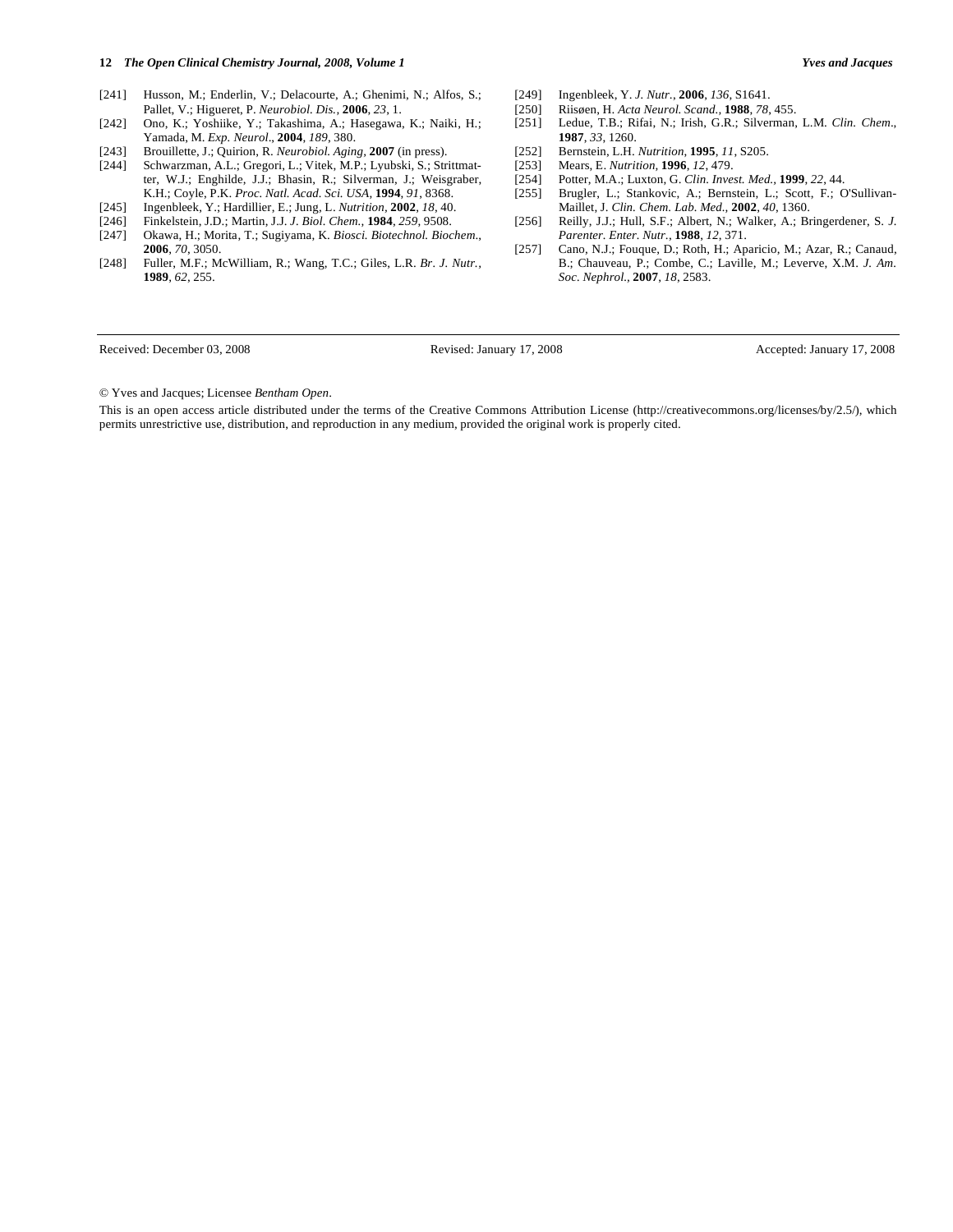[241] Husson, M.; Enderlin, V.; Delacourte, A.; Ghenimi, N.; Alfos, S.; Pallet, V.; Higueret, P. *Neurobiol. Dis.*, **2006**, *23*, 1.

[242] Ono, K.; Yoshiike, Y.; Takashima, A.; Hasegawa, K.; Naiki, H.; Yamada, M. *Exp. Neurol*., **2004**, *189*, 380.

[243] Brouillette, J.; Quirion, R. *Neurobiol. Aging*, **2007** (in press).

[244] Schwarzman, A.L.; Gregori, L.; Vitek, M.P.; Lyubski, S.; Strittmatter, W.J.; Enghilde, J.J.; Bhasin, R.; Silverman, J.; Weisgraber, K.H.; Coyle, P.K. *Proc. Natl. Acad. Sci. USA*, **1994**, *91*, 8368.

[245] Ingenbleek, Y.; Hardillier, E.; Jung, L. *Nutrition*, **2002**, *18*, 40.

[246] Finkelstein, J.D.; Martin, J.J. *J. Biol. Chem.*, **1984**, *259*, 9508.

[247] Okawa, H.; Morita, T.; Sugiyama, K. *Biosci. Biotechnol. Biochem.*, **2006**, *70*, 3050.

[248] Fuller, M.F.; McWilliam, R.; Wang, T.C.; Giles, L.R. *Br. J. Nutr.*, **1989**, *62*, 255.

[249] Ingenbleek, Y. *J. Nutr.*, **2006**, *136*, S1641.

[250] Riisøen, H. *Acta Neurol. Scand.*, **1988**, *78*, 455.

[251] Ledue, T.B.; Rifai, N.; Irish, G.R.; Silverman, L.M. *Clin. Chem*., **1987**, *33*, 1260.

[252] Bernstein, L.H. *Nutrition*, **1995**, *11*, S205.

[253] Mears, E. *Nutrition*, **1996**, *12*, 479.

[254] Potter, M.A.; Luxton, G. *Clin. Invest. Med.*, **1999**, *22*, 44.

[255] Brugler, L.; Stankovic, A.; Bernstein, L.; Scott, F.; O'Sullivan-Maillet, J. *Clin. Chem. Lab. Med.*, **2002**, *40*, 1360.

[256] Reilly, J.J.; Hull, S.F.; Albert, N.; Walker, A.; Bringerdener, S. *J. Parenter. Enter. Nutr.*, **1988**, *12*, 371.

[257] Cano, N.J.; Fouque, D.; Roth, H.; Aparicio, M.; Azar, R.; Canaud, B.; Chauveau, P.; Combe, C.; Laville, M.; Leverve, X.M. *J. Am. Soc. Nephrol.*, **2007**, *18*, 2583.

Received: December 03, 2008 Revised: January 17, 2008 Accepted: January 17, 2008

© Yves and Jacques; Licensee *Bentham Open*.

This is an open access article distributed under the terms of the Creative Commons Attribution License (http://creativecommons.org/licenses/by/2.5/), which permits unrestrictive use, distribution, and reproduction in any medium, provided the original work is properly cited.